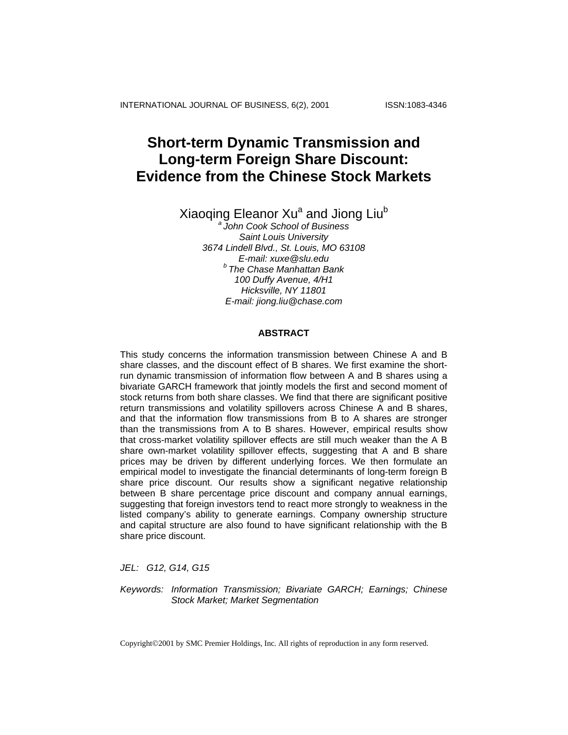# Short-term Dynamic Transmission and Long-term Foreign Share Discount: Evidence from the Chinese Stock Markets

Xiaoqing Eleanor Xu[a] and Jiong Liu[b]

[a] *John Cook School of Business*
*Saint Louis University*
*3674 Lindell Blvd., St. Louis, MO 63108*
*E-mail: xuxe@slu.edu*

[b] *The Chase Manhattan Bank*
*100 Duffy Avenue, 4/H1*
*Hicksville, NY 11801*
*E-mail: jiong.liu@chase.com*

## ABSTRACT

This study concerns the information transmission between Chinese A and B share classes, and the discount effect of B shares. We first examine the short-run dynamic transmission of information flow between A and B shares using a bivariate GARCH framework that jointly models the first and second moment of stock returns from both share classes. We find that there are significant positive return transmissions and volatility spillovers across Chinese A and B shares, and that the information flow transmissions from B to A shares are stronger than the transmissions from A to B shares. However, empirical results show that cross-market volatility spillover effects are still much weaker than the A B share own-market volatility spillover effects, suggesting that A and B share prices may be driven by different underlying forces. We then formulate an empirical model to investigate the financial determinants of long-term foreign B share price discount. Our results show a significant negative relationship between B share percentage price discount and company annual earnings, suggesting that foreign investors tend to react more strongly to weakness in the listed company's ability to generate earnings. Company ownership structure and capital structure are also found to have significant relationship with the B share price discount.

*JEL: G12, G14, G15*

*Keywords: Information Transmission; Bivariate GARCH; Earnings; Chinese Stock Market; Market Segmentation*

Copyright©2001 by SMC Premier Holdings, Inc. All rights of reproduction in any form reserved.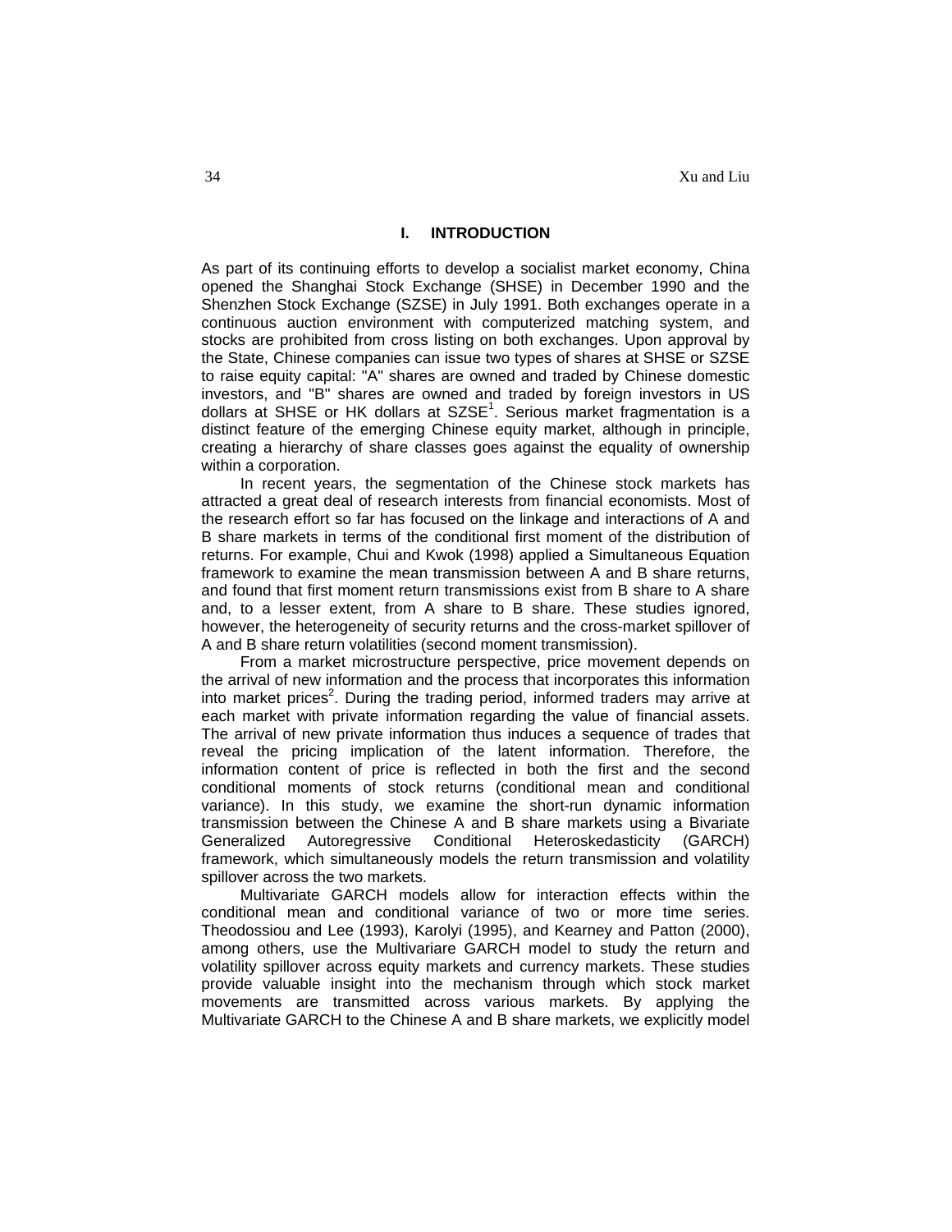## I. INTRODUCTION

As part of its continuing efforts to develop a socialist market economy, China opened the Shanghai Stock Exchange (SHSE) in December 1990 and the Shenzhen Stock Exchange (SZSE) in July 1991. Both exchanges operate in a continuous auction environment with computerized matching system, and stocks are prohibited from cross listing on both exchanges. Upon approval by the State, Chinese companies can issue two types of shares at SHSE or SZSE to raise equity capital: "A" shares are owned and traded by Chinese domestic investors, and "B" shares are owned and traded by foreign investors in US dollars at SHSE or HK dollars at SZSE[1]. Serious market fragmentation is a distinct feature of the emerging Chinese equity market, although in principle, creating a hierarchy of share classes goes against the equality of ownership within a corporation.

In recent years, the segmentation of the Chinese stock markets has attracted a great deal of research interests from financial economists. Most of the research effort so far has focused on the linkage and interactions of A and B share markets in terms of the conditional first moment of the distribution of returns. For example, Chui and Kwok (1998) applied a Simultaneous Equation framework to examine the mean transmission between A and B share returns, and found that first moment return transmissions exist from B share to A share and, to a lesser extent, from A share to B share. These studies ignored, however, the heterogeneity of security returns and the cross-market spillover of A and B share return volatilities (second moment transmission).

From a market microstructure perspective, price movement depends on the arrival of new information and the process that incorporates this information into market prices[2]. During the trading period, informed traders may arrive at each market with private information regarding the value of financial assets. The arrival of new private information thus induces a sequence of trades that reveal the pricing implication of the latent information. Therefore, the information content of price is reflected in both the first and the second conditional moments of stock returns (conditional mean and conditional variance). In this study, we examine the short-run dynamic information transmission between the Chinese A and B share markets using a Bivariate Generalized Autoregressive Conditional Heteroskedasticity (GARCH) framework, which simultaneously models the return transmission and volatility spillover across the two markets.

Multivariate GARCH models allow for interaction effects within the conditional mean and conditional variance of two or more time series. Theodossiou and Lee (1993), Karolyi (1995), and Kearney and Patton (2000), among others, use the Multivariare GARCH model to study the return and volatility spillover across equity markets and currency markets. These studies provide valuable insight into the mechanism through which stock market movements are transmitted across various markets. By applying the Multivariate GARCH to the Chinese A and B share markets, we explicitly model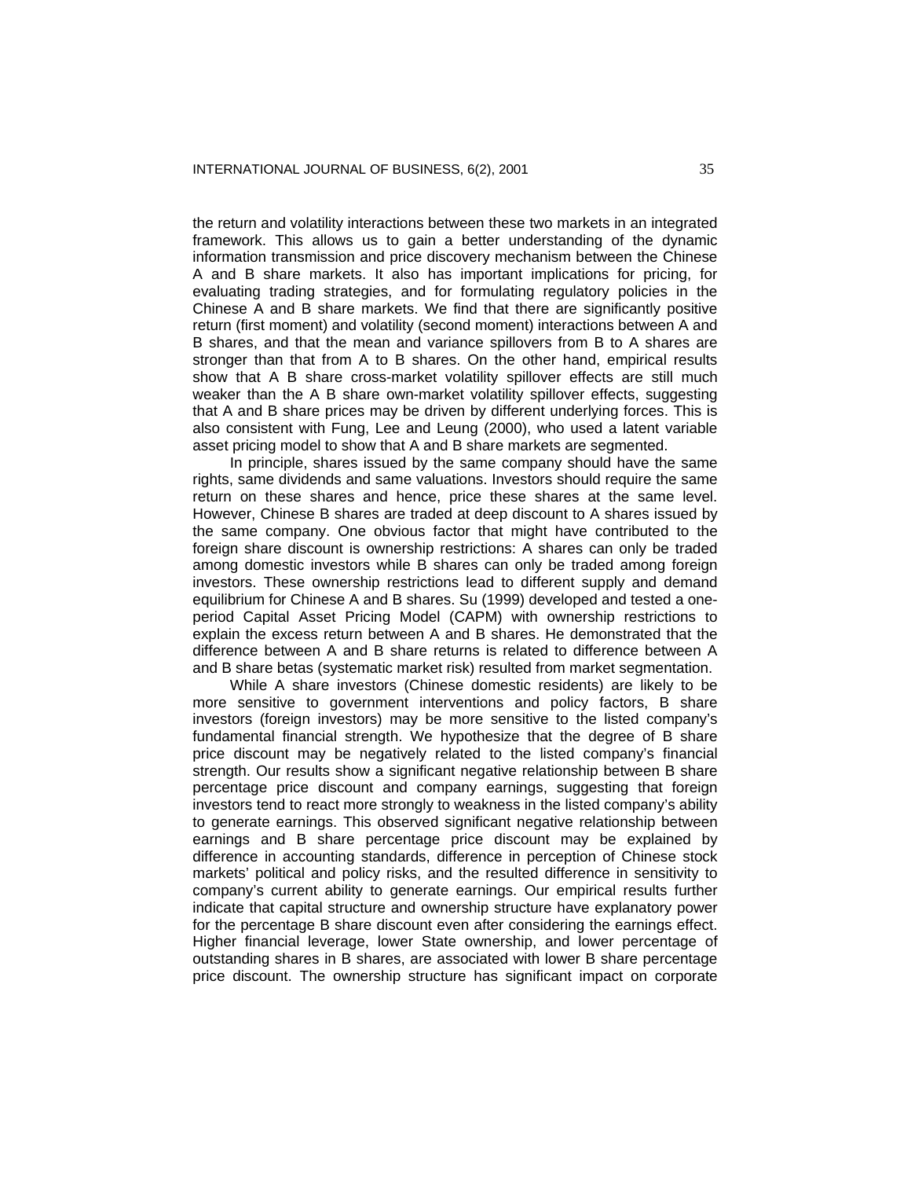the return and volatility interactions between these two markets in an integrated framework. This allows us to gain a better understanding of the dynamic information transmission and price discovery mechanism between the Chinese A and B share markets. It also has important implications for pricing, for evaluating trading strategies, and for formulating regulatory policies in the Chinese A and B share markets. We find that there are significantly positive return (first moment) and volatility (second moment) interactions between A and B shares, and that the mean and variance spillovers from B to A shares are stronger than that from A to B shares. On the other hand, empirical results show that A B share cross-market volatility spillover effects are still much weaker than the A B share own-market volatility spillover effects, suggesting that A and B share prices may be driven by different underlying forces. This is also consistent with Fung, Lee and Leung (2000), who used a latent variable asset pricing model to show that A and B share markets are segmented.

In principle, shares issued by the same company should have the same rights, same dividends and same valuations. Investors should require the same return on these shares and hence, price these shares at the same level. However, Chinese B shares are traded at deep discount to A shares issued by the same company. One obvious factor that might have contributed to the foreign share discount is ownership restrictions: A shares can only be traded among domestic investors while B shares can only be traded among foreign investors. These ownership restrictions lead to different supply and demand equilibrium for Chinese A and B shares. Su (1999) developed and tested a one-period Capital Asset Pricing Model (CAPM) with ownership restrictions to explain the excess return between A and B shares. He demonstrated that the difference between A and B share returns is related to difference between A and B share betas (systematic market risk) resulted from market segmentation.

While A share investors (Chinese domestic residents) are likely to be more sensitive to government interventions and policy factors, B share investors (foreign investors) may be more sensitive to the listed company's fundamental financial strength. We hypothesize that the degree of B share price discount may be negatively related to the listed company's financial strength. Our results show a significant negative relationship between B share percentage price discount and company earnings, suggesting that foreign investors tend to react more strongly to weakness in the listed company's ability to generate earnings. This observed significant negative relationship between earnings and B share percentage price discount may be explained by difference in accounting standards, difference in perception of Chinese stock markets' political and policy risks, and the resulted difference in sensitivity to company's current ability to generate earnings. Our empirical results further indicate that capital structure and ownership structure have explanatory power for the percentage B share discount even after considering the earnings effect. Higher financial leverage, lower State ownership, and lower percentage of outstanding shares in B shares, are associated with lower B share percentage price discount. The ownership structure has significant impact on corporate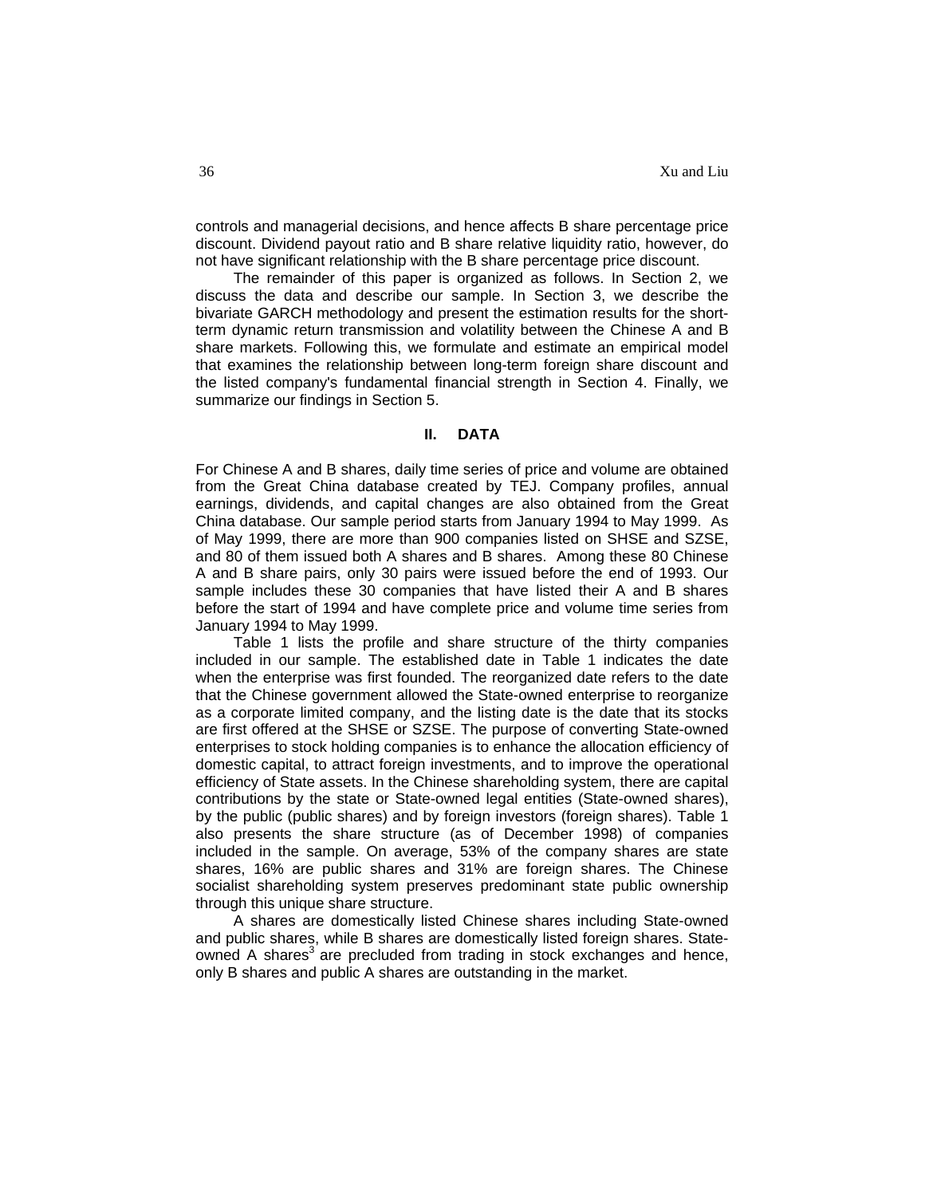controls and managerial decisions, and hence affects B share percentage price discount. Dividend payout ratio and B share relative liquidity ratio, however, do not have significant relationship with the B share percentage price discount.

The remainder of this paper is organized as follows. In Section 2, we discuss the data and describe our sample. In Section 3, we describe the bivariate GARCH methodology and present the estimation results for the short-term dynamic return transmission and volatility between the Chinese A and B share markets. Following this, we formulate and estimate an empirical model that examines the relationship between long-term foreign share discount and the listed company's fundamental financial strength in Section 4. Finally, we summarize our findings in Section 5.

## II. DATA

For Chinese A and B shares, daily time series of price and volume are obtained from the Great China database created by TEJ. Company profiles, annual earnings, dividends, and capital changes are also obtained from the Great China database. Our sample period starts from January 1994 to May 1999. As of May 1999, there are more than 900 companies listed on SHSE and SZSE, and 80 of them issued both A shares and B shares. Among these 80 Chinese A and B share pairs, only 30 pairs were issued before the end of 1993. Our sample includes these 30 companies that have listed their A and B shares before the start of 1994 and have complete price and volume time series from January 1994 to May 1999.

Table 1 lists the profile and share structure of the thirty companies included in our sample. The established date in Table 1 indicates the date when the enterprise was first founded. The reorganized date refers to the date that the Chinese government allowed the State-owned enterprise to reorganize as a corporate limited company, and the listing date is the date that its stocks are first offered at the SHSE or SZSE. The purpose of converting State-owned enterprises to stock holding companies is to enhance the allocation efficiency of domestic capital, to attract foreign investments, and to improve the operational efficiency of State assets. In the Chinese shareholding system, there are capital contributions by the state or State-owned legal entities (State-owned shares), by the public (public shares) and by foreign investors (foreign shares). Table 1 also presents the share structure (as of December 1998) of companies included in the sample. On average, 53% of the company shares are state shares, 16% are public shares and 31% are foreign shares. The Chinese socialist shareholding system preserves predominant state public ownership through this unique share structure.

A shares are domestically listed Chinese shares including State-owned and public shares, while B shares are domestically listed foreign shares. State-owned A shares[3] are precluded from trading in stock exchanges and hence, only B shares and public A shares are outstanding in the market.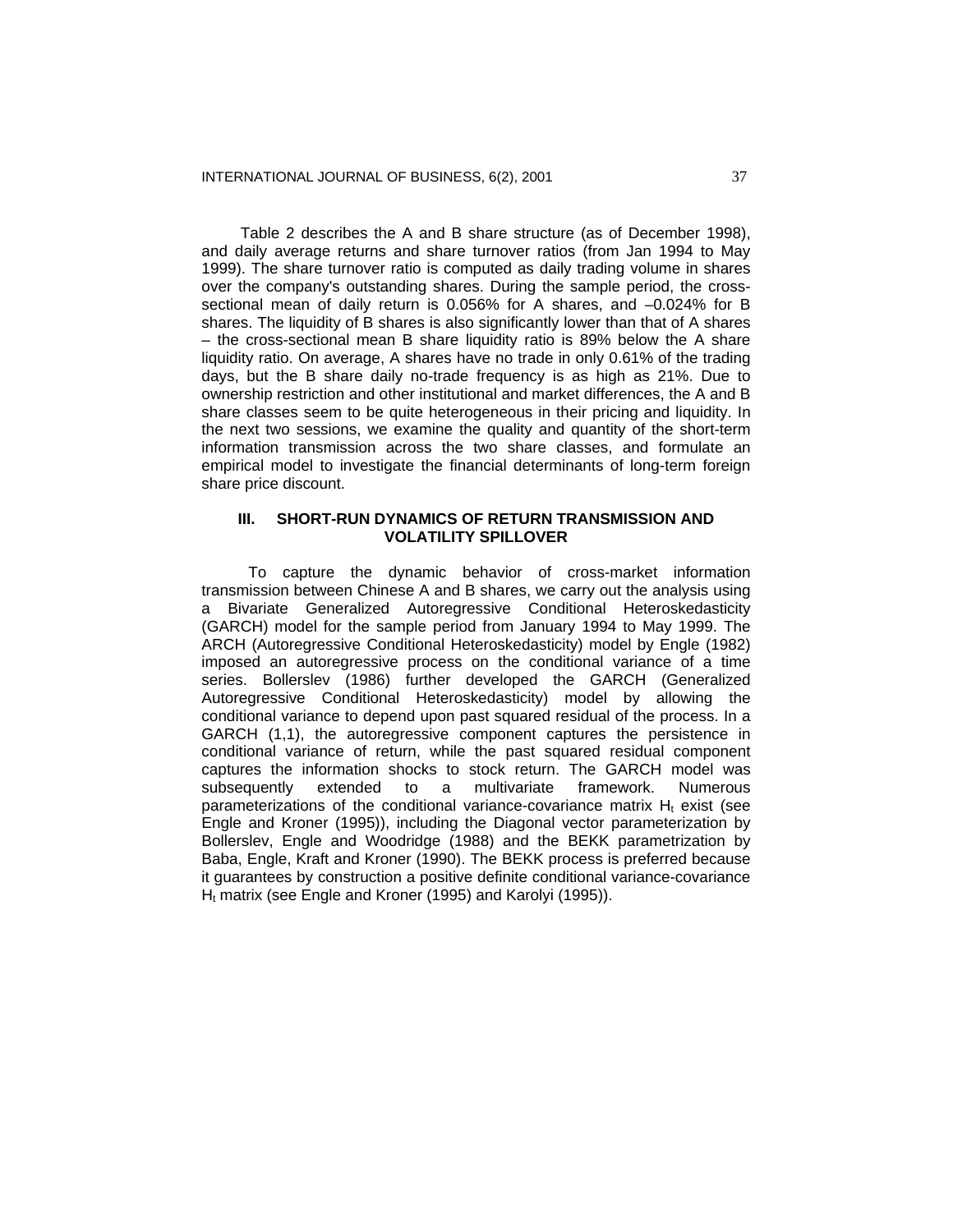Table 2 describes the A and B share structure (as of December 1998), and daily average returns and share turnover ratios (from Jan 1994 to May 1999). The share turnover ratio is computed as daily trading volume in shares over the company's outstanding shares. During the sample period, the cross-sectional mean of daily return is 0.056% for A shares, and –0.024% for B shares. The liquidity of B shares is also significantly lower than that of A shares – the cross-sectional mean B share liquidity ratio is 89% below the A share liquidity ratio. On average, A shares have no trade in only 0.61% of the trading days, but the B share daily no-trade frequency is as high as 21%. Due to ownership restriction and other institutional and market differences, the A and B share classes seem to be quite heterogeneous in their pricing and liquidity. In the next two sessions, we examine the quality and quantity of the short-term information transmission across the two share classes, and formulate an empirical model to investigate the financial determinants of long-term foreign share price discount.

## III. SHORT-RUN DYNAMICS OF RETURN TRANSMISSION AND VOLATILITY SPILLOVER

To capture the dynamic behavior of cross-market information transmission between Chinese A and B shares, we carry out the analysis using a Bivariate Generalized Autoregressive Conditional Heteroskedasticity (GARCH) model for the sample period from January 1994 to May 1999. The ARCH (Autoregressive Conditional Heteroskedasticity) model by Engle (1982) imposed an autoregressive process on the conditional variance of a time series. Bollerslev (1986) further developed the GARCH (Generalized Autoregressive Conditional Heteroskedasticity) model by allowing the conditional variance to depend upon past squared residual of the process. In a GARCH (1,1), the autoregressive component captures the persistence in conditional variance of return, while the past squared residual component captures the information shocks to stock return. The GARCH model was subsequently extended to a multivariate framework. Numerous parameterizations of the conditional variance-covariance matrix $H_t$ exist (see Engle and Kroner (1995)), including the Diagonal vector parameterization by Bollerslev, Engle and Woodridge (1988) and the BEKK parametrization by Baba, Engle, Kraft and Kroner (1990). The BEKK process is preferred because it guarantees by construction a positive definite conditional variance-covariance $H_t$ matrix (see Engle and Kroner (1995) and Karolyi (1995)).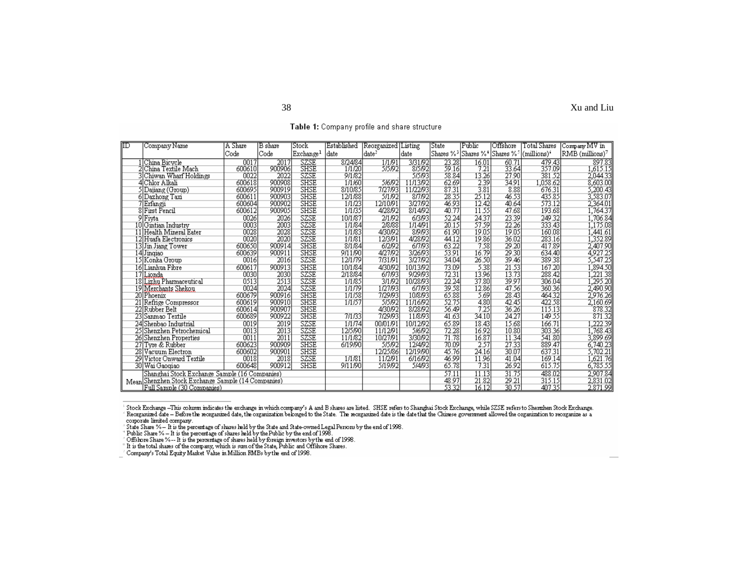**Table 1:** Company profile and share structure

| ID | Company Name | A Share Code | B share Code | Stock Exchange[1] | Established date | Reorganized date[2] | Listing date | State Shares %[3] | Public Shares %[4] | Offshore Shares %[5] | Total Shares (millions)[6] | Company MV in RMB (millions)[7] |
|---|---|---|---|---|---|---|---|---|---|---|---|---|
| 1 | China Bicycle | 0017 | 2017 | SZSE | 8/24/84 | 1/1/91 | 3/31/92 | 23.28 | 16.01 | 60.71 | 479.43 | 897.83 |
| 2 | China Textile Mach | 600610 | 900906 | SHSE | 1/1/20 | 5/5/92 | 8/5/92 | 59.16 | 7.21 | 33.64 | 357.09 | 1,615.15 |
| 3 | Chiwan Wharf Holdings | 0022 | 2022 | SZSE | 9/1/82 | | 5/5/93 | 58.84 | 13.26 | 27.90 | 381.52 | 2,044.33 |
| 4 | Chlor Alkali | 600618 | 900908 | SHSE | 1/1/60 | 5/6/92 | 11/13/92 | 62.69 | 2.39 | 34.91 | 1,058.62 | 8,603.00 |
| 5 | Dajiang (Group) | 600695 | 900919 | SHSE | 8/10/85 | 7/27/93 | 11/22/93 | 87.31 | 3.81 | 8.88 | 676.31 | 5,200.43 |
| 6 | Dazhong Taxi | 600611 | 900903 | SHSE | 12/1/88 | 5/1/92 | 8/7/92 | 28.35 | 25.12 | 46.53 | 435.85 | 3,583.07 |
| 7 | Erfangji | 600604 | 900902 | SHSE | 1/1/23 | 12/10/91 | 3/27/92 | 46.93 | 12.42 | 40.64 | 573.12 | 2,364.01 |
| 8 | First Pencil | 600612 | 900905 | SHSE | 1/1/35 | 4/28/92 | 8/14/92 | 40.77 | 11.55 | 47.68 | 193.68 | 1,764.37 |
| 9 | Fiyta | 0026 | 2026 | SZSE | 10/1/87 | 2/1/92 | 6/3/93 | 52.24 | 24.37 | 23.39 | 249.32 | 1,706.84 |
| 10 | Gintian Industry | 0003 | 2003 | SZSE | 1/1/84 | 2/8/88 | 1/14/91 | 20.15 | 57.59 | 22.26 | 333.43 | 1,175.08 |
| 11 | Health Mineral Eater | 0028 | 2028 | SZSE | 1/1/83 | 4/30/92 | 8/9/93 | 61.90 | 19.05 | 19.05 | 160.08 | 1,441.61 |
| 12 | Huafa Electronics | 0020 | 2020 | SZSE | 1/1/81 | 12/3/91 | 4/28/92 | 44.12 | 19.86 | 36.02 | 283.16 | 1,352.89 |
| 13 | Jin Jiang Tower | 600650 | 900914 | SHSE | 8/1/84 | 6/2/92 | 6/7/93 | 63.22 | 7.58 | 29.20 | 417.89 | 2,407.90 |
| 14 | Jinqiao | 600639 | 900911 | SHSE | 9/11/90 | 4/27/92 | 3/26/93 | 53.91 | 16.79 | 29.30 | 634.40 | 4,927.25 |
| 15 | Konka Group | 0016 | 2016 | SZSE | 12/1/79 | 7/31/91 | 3/27/92 | 34.04 | 26.50 | 39.46 | 389.38 | 5,547.25 |
| 16 | Lianhua Fibre | 600617 | 900913 | SHSE | 10/1/84 | 4/30/92 | 10/13/92 | 73.09 | 5.38 | 21.53 | 167.20 | 1,894.50 |
| 17 | Lionda | 0030 | 2030 | SZSE | 2/18/84 | 6/7/93 | 9/29/93 | 72.31 | 13.96 | 13.73 | 288.42 | 1,221.38 |
| 18 | Lizhu Pharmaceutical | 0513 | 2513 | SZSE | 1/1/85 | 3/1/92 | 10/28/93 | 22.24 | 37.80 | 39.97 | 306.04 | 1,295.20 |
| 19 | Merchants Shekou | 0024 | 2024 | SZSE | 1/1/79 | 1/27/93 | 6/7/93 | 39.58 | 12.86 | 47.56 | 360.36 | 2,490.90 |
| 20 | Phoenix | 600679 | 900916 | SHSE | 1/1/58 | 7/29/93 | 10/8/93 | 65.88 | 5.69 | 28.43 | 464.32 | 2,976.26 |
| 21 | Refrige Compressor | 600619 | 900910 | SHSE | 1/1/57 | 5/5/92 | 11/16/92 | 52.75 | 4.80 | 42.45 | 422.58 | 2,160.69 |
| 22 | Rubber Belt | 600614 | 900907 | SHSE | | 4/30/92 | 8/28/92 | 56.49 | 7.25 | 36.26 | 115.13 | 878.32 |
| 23 | Sanmao Textile | 600689 | 900922 | SHSE | 7/1/33 | 7/29/93 | 11/8/93 | 41.63 | 34.10 | 24.27 | 149.55 | 871.32 |
| 24 | Shenbao Industrial | 0019 | 2019 | SZSE | 1/1/74 | 00/01/91 | 10/12/92 | 65.89 | 18.43 | 15.68 | 166.71 | 1,222.39 |
| 25 | Shenzhen Petrochemical | 0013 | 2013 | SZSE | 12/5/90 | 11/12/91 | 5/6/92 | 72.28 | 16.92 | 10.80 | 303.36 | 1,768.43 |
| 26 | Shenzhen Properties | 0011 | 2011 | SZSE | 11/1/82 | 10/27/91 | 3/30/92 | 71.78 | 16.87 | 11.34 | 541.80 | 3,899.69 |
| 27 | Tyre & Rubber | 600623 | 900909 | SHSE | 6/19/90 | 5/5/92 | 12/4/92 | 70.09 | 2.57 | 27.33 | 889.47 | 6,740.23 |
| 28 | Vacuum Electron | 600602 | 900901 | SHSE | . | 12/25/86 | 12/19/90 | 45.76 | 24.16 | 30.07 | 637.31 | 5,702.21 |
| 29 | Victor Onward Textile | 0018 | 2018 | SZSE | 1/1/81 | 11/2/91 | 6/16/92 | 46.99 | 11.96 | 41.04 | 169.14 | 1,621.76 |
| 30 | Wai Gaoqiao | 600648 | 900912 | SHSE | 9/11/90 | 5/19/92 | 5/4/93 | 65.78 | 7.31 | 26.92 | 615.75 | 6,785.55 |
| Mean | Shanghai Stock Exchange Sample (16 Companies) | | | | | | | 57.11 | 11.13 | 31.75 | 488.02 | 2,907.84 |
| | Shenzhen Stock Exchange Sample (14 Companies) | | | | | | | 48.97 | 21.82 | 29.21 | 315.15 | 2,831.02 |
| | Full Sample (30 Companies) | | | | | | | 53.32 | 16.12 | 30.57 | 407.35 | 2,871.99 |

[1] Stock Exchange –This column indicates the exchange in which company's A and B shares are listed. SHSE refers to Shanghai Stock Exchange, while SZSE refers to Shenzhen Stock Exchange.
[2] Reorganized date – Before the reorganized date, the organization belonged to the State. The reorganized date is the date that the Chinese government allowed the organization to reorganize as a corporate limited company.
[3] State Share % – It is the percentage of shares held by the State and State-owned Legal Persons by the end of 1998.
[4] Public Share % – It is the percentage of shares held by the Public by the end of 1998.
[5] Offshore Share %-- It is the percentage of shares held by foreign investors by the end of 1998.
[6] It is the total shares of the company, which is sum of the State, Public and Offshore Shares.
[7] Company's Total Equity Market Value in Million RMBs by the end of 1998.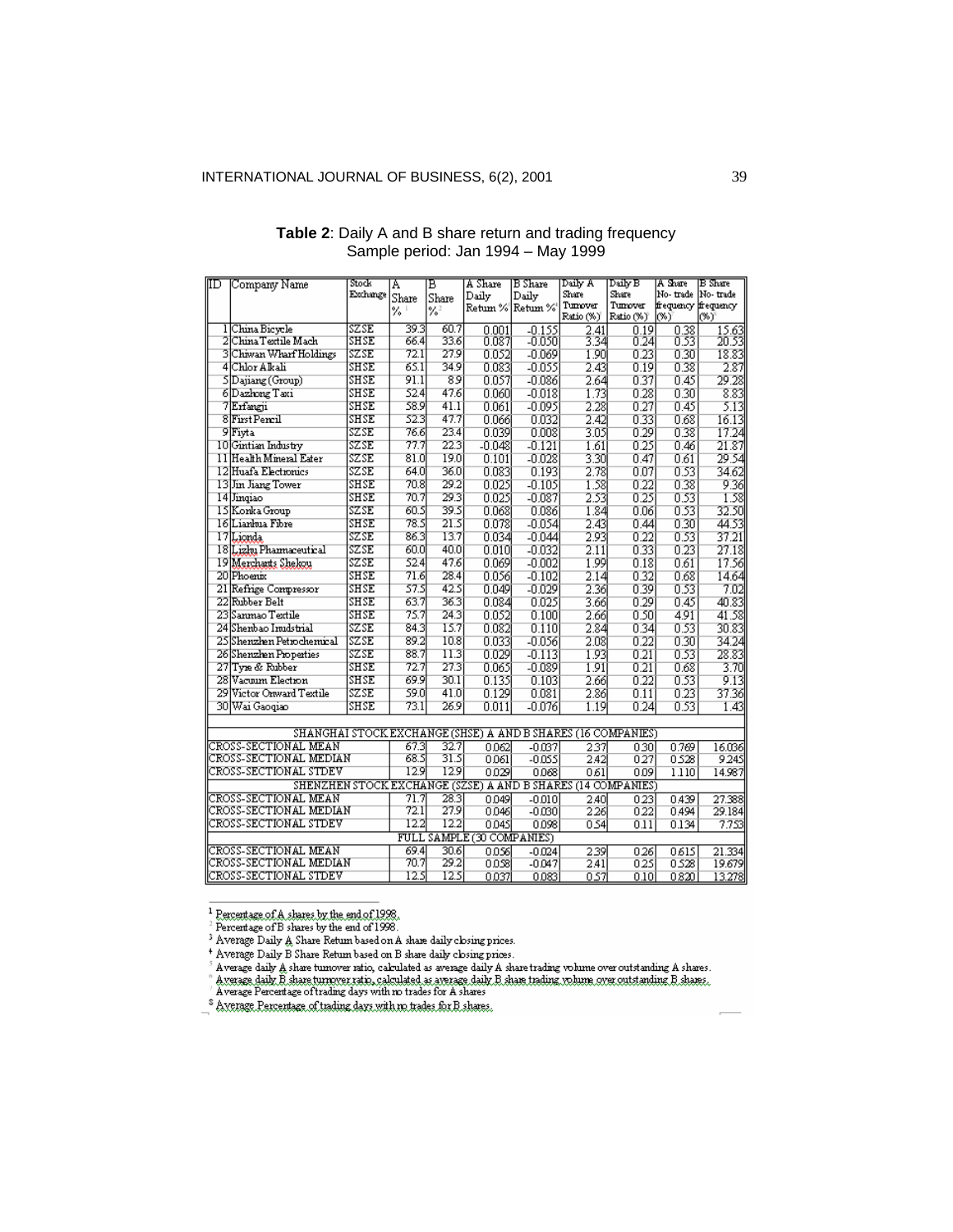**Table 2**: Daily A and B share return and trading frequency
Sample period: Jan 1994 – May 1999

| ID | Company Name | Stock Exchange | A Share %[1] | B Share %[2] | A Share Daily Return %[3] | B Share Daily Return %[4] | Daily A Share Turnover Ratio (%)[5] | Daily B Share Turnover Ratio (%)[6] | A Share No-trade frequency (%)[7] | B Share No-trade frequency (%)[8] |
|---|---|---|---|---|---|---|---|---|---|---|
| 1 | China Bicycle | SZSE | 39.3 | 60.7 | 0.001 | -0.155 | 2.41 | 0.19 | 0.38 | 15.63 |
| 2 | China Textile Mach | SHSE | 66.4 | 33.6 | 0.087 | -0.050 | 3.34 | 0.24 | 0.53 | 20.53 |
| 3 | Chiwan Wharf Holdings | SZSE | 72.1 | 27.9 | 0.052 | -0.069 | 1.90 | 0.23 | 0.30 | 18.83 |
| 4 | Chlor Alkali | SHSE | 65.1 | 34.9 | 0.083 | -0.055 | 2.43 | 0.19 | 0.38 | 2.87 |
| 5 | Dajiang (Group) | SHSE | 91.1 | 8.9 | 0.057 | -0.086 | 2.64 | 0.37 | 0.45 | 29.28 |
| 6 | Dazhong Taxi | SHSE | 52.4 | 47.6 | 0.060 | -0.018 | 1.73 | 0.28 | 0.30 | 8.83 |
| 7 | Erfangji | SHSE | 58.9 | 41.1 | 0.061 | -0.095 | 2.28 | 0.27 | 0.45 | 5.13 |
| 8 | First Pencil | SHSE | 52.3 | 47.7 | 0.066 | 0.032 | 2.42 | 0.33 | 0.68 | 16.13 |
| 9 | Fiyta | SZSE | 76.6 | 23.4 | 0.039 | 0.008 | 3.05 | 0.29 | 0.38 | 17.24 |
| 10 | Gintian Industry | SZSE | 77.7 | 22.3 | -0.048 | -0.121 | 1.61 | 0.25 | 0.46 | 21.87 |
| 11 | Health Mineral Eater | SZSE | 81.0 | 19.0 | 0.101 | -0.028 | 3.30 | 0.47 | 0.61 | 29.54 |
| 12 | Huafa Electronics | SZSE | 64.0 | 36.0 | 0.083 | 0.193 | 2.78 | 0.07 | 0.53 | 34.62 |
| 13 | Jin Jiang Tower | SHSE | 70.8 | 29.2 | 0.025 | -0.105 | 1.58 | 0.22 | 0.38 | 9.36 |
| 14 | Jinqiao | SHSE | 70.7 | 29.3 | 0.025 | -0.087 | 2.53 | 0.25 | 0.53 | 1.58 |
| 15 | Konka Group | SZSE | 60.5 | 39.5 | 0.068 | 0.086 | 1.84 | 0.06 | 0.53 | 32.50 |
| 16 | Lianhua Fibre | SHSE | 78.5 | 21.5 | 0.078 | -0.054 | 2.43 | 0.44 | 0.30 | 44.53 |
| 17 | Lionda | SZSE | 86.3 | 13.7 | 0.034 | -0.044 | 2.93 | 0.22 | 0.53 | 37.21 |
| 18 | Lizhu Pharmaceutical | SZSE | 60.0 | 40.0 | 0.010 | -0.032 | 2.11 | 0.33 | 0.23 | 27.18 |
| 19 | Merchants Shekou | SZSE | 52.4 | 47.6 | 0.069 | -0.002 | 1.99 | 0.18 | 0.61 | 17.56 |
| 20 | Phoenix | SHSE | 71.6 | 28.4 | 0.056 | -0.102 | 2.14 | 0.32 | 0.68 | 14.64 |
| 21 | Refrige Compressor | SHSE | 57.5 | 42.5 | 0.049 | -0.029 | 2.36 | 0.39 | 0.53 | 7.02 |
| 22 | Rubber Belt | SHSE | 63.7 | 36.3 | 0.084 | 0.025 | 3.66 | 0.29 | 0.45 | 40.83 |
| 23 | Sanmao Textile | SHSE | 75.7 | 24.3 | 0.052 | 0.100 | 2.66 | 0.50 | 4.91 | 41.58 |
| 24 | Shenbao Industrial | SZSE | 84.3 | 15.7 | 0.082 | 0.110 | 2.84 | 0.34 | 0.53 | 30.83 |
| 25 | Shenzhen Petrochemical | SZSE | 89.2 | 10.8 | 0.033 | -0.056 | 2.08 | 0.22 | 0.30 | 34.24 |
| 26 | Shenzhen Properties | SZSE | 88.7 | 11.3 | 0.029 | -0.113 | 1.93 | 0.21 | 0.53 | 28.83 |
| 27 | Tyre & Rubber | SHSE | 72.7 | 27.3 | 0.065 | -0.089 | 1.91 | 0.21 | 0.68 | 3.70 |
| 28 | Vacuum Electron | SHSE | 69.9 | 30.1 | 0.135 | 0.103 | 2.66 | 0.22 | 0.53 | 9.13 |
| 29 | Victor Onward Textile | SZSE | 59.0 | 41.0 | 0.129 | 0.081 | 2.86 | 0.11 | 0.23 | 37.36 |
| 30 | Wai Gaoqiao | SHSE | 73.1 | 26.9 | 0.011 | -0.076 | 1.19 | 0.24 | 0.53 | 1.43 |
| | **SHANGHAI STOCK EXCHANGE (SHSE) A AND B SHARES (16 COMPANIES)** | | | | | | | | | |
| | CROSS-SECTIONAL MEAN | | 67.3 | 32.7 | 0.062 | -0.037 | 2.37 | 0.30 | 0.769 | 16.036 |
| | CROSS-SECTIONAL MEDIAN | | 68.5 | 31.5 | 0.061 | -0.055 | 2.42 | 0.27 | 0.528 | 9.245 |
| | CROSS-SECTIONAL STDEV | | 12.9 | 12.9 | 0.029 | 0.068 | 0.61 | 0.09 | 1.110 | 14.987 |
| | **SHENZHEN STOCK EXCHANGE (SZSE) A AND B SHARES (14 COMPANIES)** | | | | | | | | | |
| | CROSS-SECTIONAL MEAN | | 71.7 | 28.3 | 0.049 | -0.010 | 2.40 | 0.23 | 0.439 | 27.388 |
| | CROSS-SECTIONAL MEDIAN | | 72.1 | 27.9 | 0.046 | -0.030 | 2.26 | 0.22 | 0.494 | 29.184 |
| | CROSS-SECTIONAL STDEV | | 12.2 | 12.2 | 0.045 | 0.098 | 0.54 | 0.11 | 0.134 | 7.753 |
| | **FULL SAMPLE (30 COMPANIES)** | | | | | | | | | |
| | CROSS-SECTIONAL MEAN | | 69.4 | 30.6 | 0.056 | -0.024 | 2.39 | 0.26 | 0.615 | 21.334 |
| | CROSS-SECTIONAL MEDIAN | | 70.7 | 29.2 | 0.058 | -0.047 | 2.41 | 0.25 | 0.528 | 19.679 |
| | CROSS-SECTIONAL STDEV | | 12.5 | 12.5 | 0.037 | 0.083 | 0.57 | 0.10 | 0.820 | 13.278 |

[1] Percentage of A shares by the end of 1998.
[2] Percentage of B shares by the end of 1998.
[3] Average Daily A Share Return based on A share daily closing prices.
[4] Average Daily B Share Return based on B share daily closing prices.
[5] Average daily A share turnover ratio, calculated as average daily A share trading volume over outstanding A shares.
[6] Average daily B share turnover ratio, calculated as average daily B share trading volume over outstanding B shares.
[7] Average Percentage of trading days with no trades for A shares
[8] Average Percentage of trading days with no trades for B shares.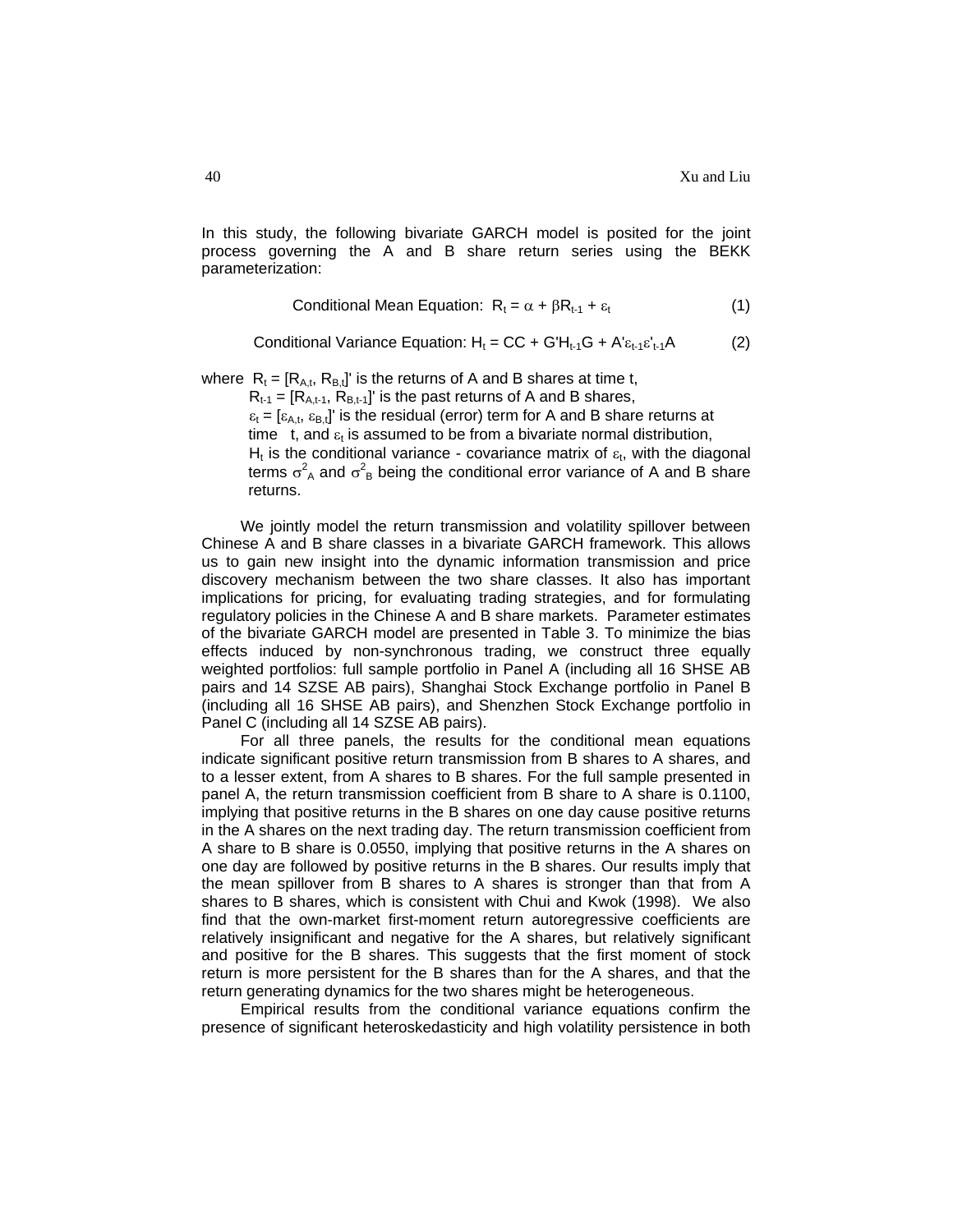In this study, the following bivariate GARCH model is posited for the joint process governing the A and B share return series using the BEKK parameterization:

$$\text{Conditional Mean Equation: } R_t = \alpha + \beta R_{t-1} + \varepsilon_t \quad (1)$$

$$\text{Conditional Variance Equation: } H_t = CC + G'H_{t-1}G + A'\varepsilon_{t-1}\varepsilon'_{t-1}A \quad (2)$$

where $R_t = [R_{A,t}, R_{B,t}]'$ is the returns of A and B shares at time t,

$R_{t-1} = [R_{A,t-1}, R_{B,t-1}]'$ is the past returns of A and B shares,

$\varepsilon_t = [\varepsilon_{A,t}, \varepsilon_{B,t}]'$ is the residual (error) term for A and B share returns at time t, and $\varepsilon_t$ is assumed to be from a bivariate normal distribution,

$H_t$ is the conditional variance - covariance matrix of $\varepsilon_t$, with the diagonal terms $\sigma^2_A$ and $\sigma^2_B$ being the conditional error variance of A and B share returns.

We jointly model the return transmission and volatility spillover between Chinese A and B share classes in a bivariate GARCH framework. This allows us to gain new insight into the dynamic information transmission and price discovery mechanism between the two share classes. It also has important implications for pricing, for evaluating trading strategies, and for formulating regulatory policies in the Chinese A and B share markets. Parameter estimates of the bivariate GARCH model are presented in Table 3. To minimize the bias effects induced by non-synchronous trading, we construct three equally weighted portfolios: full sample portfolio in Panel A (including all 16 SHSE AB pairs and 14 SZSE AB pairs), Shanghai Stock Exchange portfolio in Panel B (including all 16 SHSE AB pairs), and Shenzhen Stock Exchange portfolio in Panel C (including all 14 SZSE AB pairs).

For all three panels, the results for the conditional mean equations indicate significant positive return transmission from B shares to A shares, and to a lesser extent, from A shares to B shares. For the full sample presented in panel A, the return transmission coefficient from B share to A share is 0.1100, implying that positive returns in the B shares on one day cause positive returns in the A shares on the next trading day. The return transmission coefficient from A share to B share is 0.0550, implying that positive returns in the A shares on one day are followed by positive returns in the B shares. Our results imply that the mean spillover from B shares to A shares is stronger than that from A shares to B shares, which is consistent with Chui and Kwok (1998). We also find that the own-market first-moment return autoregressive coefficients are relatively insignificant and negative for the A shares, but relatively significant and positive for the B shares. This suggests that the first moment of stock return is more persistent for the B shares than for the A shares, and that the return generating dynamics for the two shares might be heterogeneous.

Empirical results from the conditional variance equations confirm the presence of significant heteroskedasticity and high volatility persistence in both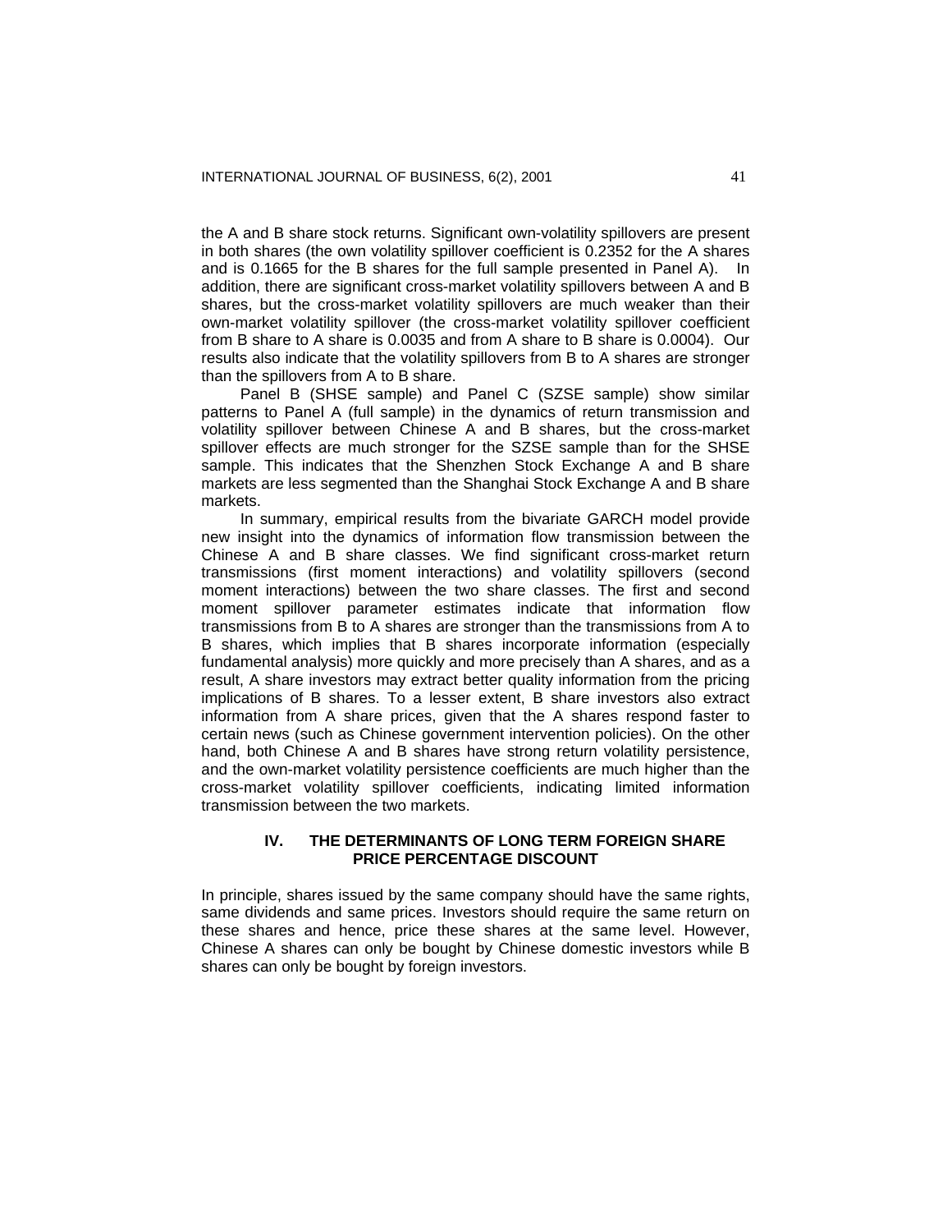the A and B share stock returns. Significant own-volatility spillovers are present in both shares (the own volatility spillover coefficient is 0.2352 for the A shares and is 0.1665 for the B shares for the full sample presented in Panel A). In addition, there are significant cross-market volatility spillovers between A and B shares, but the cross-market volatility spillovers are much weaker than their own-market volatility spillover (the cross-market volatility spillover coefficient from B share to A share is 0.0035 and from A share to B share is 0.0004). Our results also indicate that the volatility spillovers from B to A shares are stronger than the spillovers from A to B share.

Panel B (SHSE sample) and Panel C (SZSE sample) show similar patterns to Panel A (full sample) in the dynamics of return transmission and volatility spillover between Chinese A and B shares, but the cross-market spillover effects are much stronger for the SZSE sample than for the SHSE sample. This indicates that the Shenzhen Stock Exchange A and B share markets are less segmented than the Shanghai Stock Exchange A and B share markets.

In summary, empirical results from the bivariate GARCH model provide new insight into the dynamics of information flow transmission between the Chinese A and B share classes. We find significant cross-market return transmissions (first moment interactions) and volatility spillovers (second moment interactions) between the two share classes. The first and second moment spillover parameter estimates indicate that information flow transmissions from B to A shares are stronger than the transmissions from A to B shares, which implies that B shares incorporate information (especially fundamental analysis) more quickly and more precisely than A shares, and as a result, A share investors may extract better quality information from the pricing implications of B shares. To a lesser extent, B share investors also extract information from A share prices, given that the A shares respond faster to certain news (such as Chinese government intervention policies). On the other hand, both Chinese A and B shares have strong return volatility persistence, and the own-market volatility persistence coefficients are much higher than the cross-market volatility spillover coefficients, indicating limited information transmission between the two markets.

## IV. THE DETERMINANTS OF LONG TERM FOREIGN SHARE PRICE PERCENTAGE DISCOUNT

In principle, shares issued by the same company should have the same rights, same dividends and same prices. Investors should require the same return on these shares and hence, price these shares at the same level. However, Chinese A shares can only be bought by Chinese domestic investors while B shares can only be bought by foreign investors.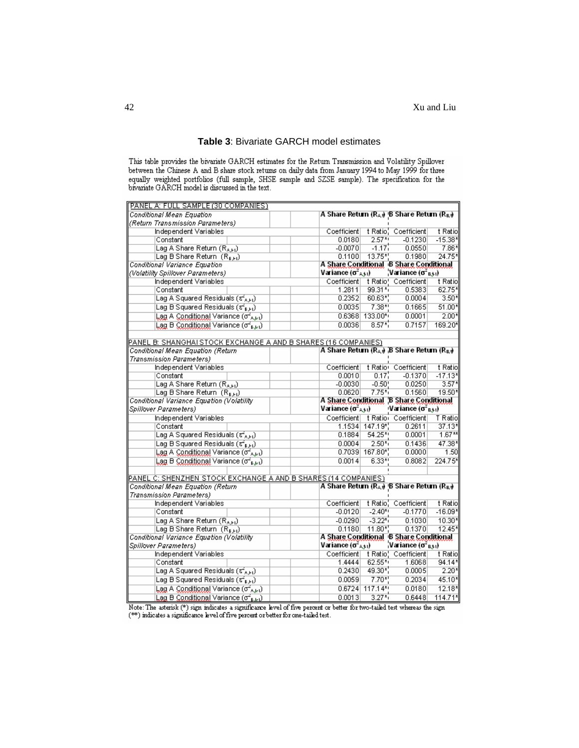**Table 3**: Bivariate GARCH model estimates

This table provides the bivariate GARCH estimates for the Return Transmission and Volatility Spillover between the Chinese A and B share stock returns on daily data from January 1994 to May 1999 for three equally weighted portfolios (full sample, SHSE sample and SZSE sample). The specification for the bivariate GARCH model is discussed in the text.

| PANEL A: FULL SAMPLE (30 COMPANIES) | | | | |
|---|---|---|---|---|
| *Conditional Mean Equation (Return Transmission Parameters)* | **A Share Return ($R_{A,t}$)** | | **B Share Return ($R_{B,t}$)** | |
| Independent Variables | Coefficient | t Ratio | Coefficient | t Ratio |
| Constant | 0.0180 | 2.57* | -0.1230 | -15.38* |
| Lag A Share Return ($R_{A,t-1}$) | -0.0070 | -1.17 | 0.0550 | 7.86* |
| Lag B Share Return ($R_{B,t-1}$) | 0.1100 | 13.75* | 0.1980 | 24.75* |
| *Conditional Variance Equation (Volatility Spillover Parameters)* | **A Share Conditional Variance ($\sigma^2_{A,t}$)** | | **B Share Conditional Variance ($\sigma^2_{B,t}$)** | |
| Independent Variables | Coefficient | t Ratio | Coefficient | t Ratio |
| Constant | 1.2811 | 99.31* | 0.5383 | 62.75* |
| Lag A Squared Residuals ($\varepsilon^2_{A,t-1}$) | 0.2352 | 60.63* | 0.0004 | 3.50* |
| Lag B Squared Residuals ($\varepsilon^2_{B,t-1}$) | 0.0035 | 7.38* | 0.1665 | 51.00* |
| Lag A Conditional Variance ($\sigma^2_{A,t-1}$) | 0.6368 | 133.00* | 0.0001 | 2.00* |
| Lag B Conditional Variance ($\sigma^2_{B,t-1}$) | 0.0036 | 8.57* | 0.7157 | 169.20* |
| **PANEL B: SHANGHAI STOCK EXCHANGE A AND B SHARES (16 COMPANIES)** | | | | |
| *Conditional Mean Equation (Return Transmission Parameters)* | **A Share Return ($R_{A,t}$)** | | **B Share Return ($R_{B,t}$)** | |
| Independent Variables | Coefficient | t Ratio | Coefficient | t Ratio |
| Constant | 0.0010 | 0.17 | -0.1370 | -17.13* |
| Lag A Share Return ($R_{A,t-1}$) | -0.0030 | -0.50 | 0.0250 | 3.57* |
| Lag B Share Return ($R_{B,t-1}$) | 0.0620 | 7.75* | 0.1560 | 19.50* |
| *Conditional Variance Equation (Volatility Spillover Parameters)* | **A Share Conditional Variance ($\sigma^2_{A,t}$)** | | **B Share Conditional Variance ($\sigma^2_{B,t}$)** | |
| Independent Variables | Coefficient | t Ratio | Coefficient | T Ratio |
| Constant | 1.1534 | 147.19* | 0.2611 | 37.13* |
| Lag A Squared Residuals ($\varepsilon^2_{A,t-1}$) | 0.1884 | 54.25* | 0.0001 | 1.67** |
| Lag B Squared Residuals ($\varepsilon^2_{B,t-1}$) | 0.0004 | 2.50* | 0.1436 | 47.38* |
| Lag A Conditional Variance ($\sigma^2_{A,t-1}$) | 0.7039 | 167.80* | 0.0000 | 1.50 |
| Lag B Conditional Variance ($\sigma^2_{B,t-1}$) | 0.0014 | 6.33* | 0.8082 | 224.75* |
| **PANEL C: SHENZHEN STOCK EXCHANGE A AND B SHARES (14 COMPANIES)** | | | | |
| *Conditional Mean Equation (Return Transmission Parameters)* | **A Share Return ($R_{A,t}$)** | | **B Share Return ($R_{B,t}$)** | |
| Independent Variables | Coefficient | t Ratio | Coefficient | t Ratio |
| Constant | -0.0120 | -2.40* | -0.1770 | -16.09* |
| Lag A Share Return ($R_{A,t-1}$) | -0.0290 | -3.22* | 0.1030 | 10.30* |
| Lag B Share Return ($R_{B,t-1}$) | 0.1180 | 11.80* | 0.1370 | 12.45* |
| *Conditional Variance Equation (Volatility Spillover Parameters)* | **A Share Conditional Variance ($\sigma^2_{A,t}$)** | | **B Share Conditional Variance ($\sigma^2_{B,t}$)** | |
| Independent Variables | Coefficient | t Ratio | Coefficient | t Ratio |
| Constant | 1.4444 | 62.55* | 1.6068 | 94.14* |
| Lag A Squared Residuals ($\varepsilon^2_{A,t-1}$) | 0.2430 | 49.30* | 0.0005 | 2.20* |
| Lag B Squared Residuals ($\varepsilon^2_{B,t-1}$) | 0.0059 | 7.70* | 0.2034 | 45.10* |
| Lag A Conditional Variance ($\sigma^2_{A,t-1}$) | 0.6724 | 117.14* | 0.0180 | 12.18* |
| Lag B Conditional Variance ($\sigma^2_{B,t-1}$) | 0.0013 | 3.27* | 0.6448 | 114.71* |

Note: The asterisk (*) sign indicates a significance level of five percent or better for two-tailed test whereas the sign (**) indicates a significance level of five percent or better for one-tailed test.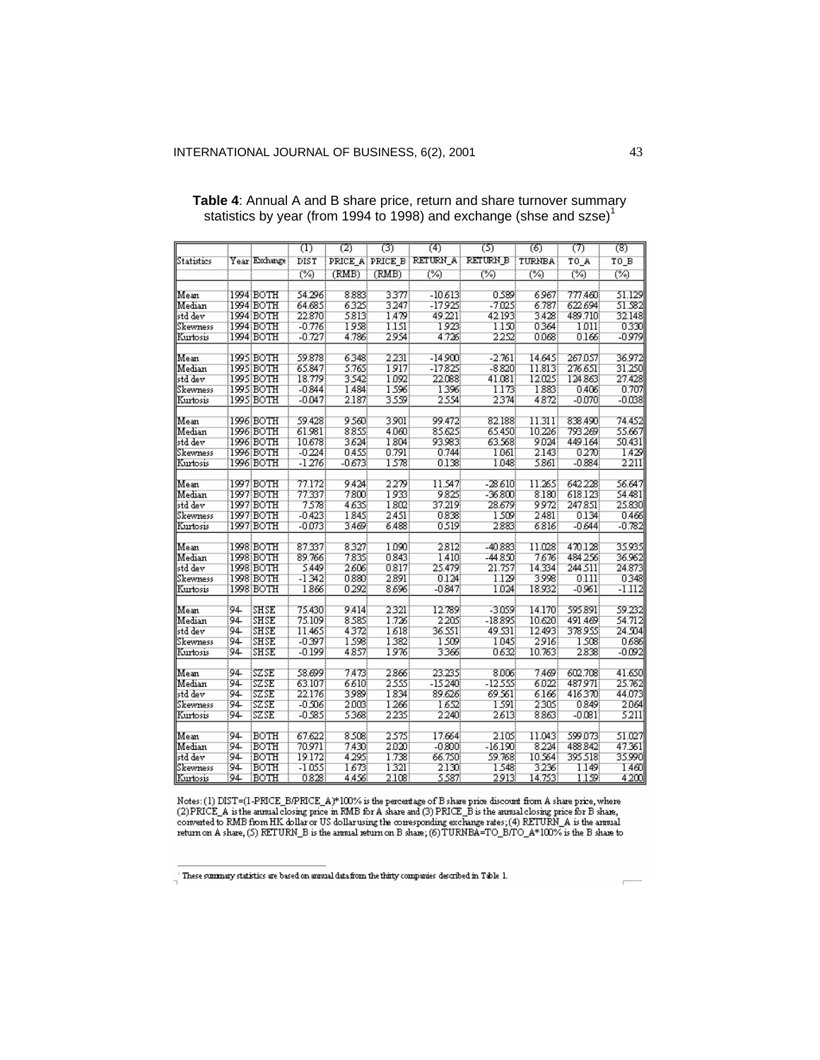**Table 4**: Annual A and B share price, return and share turnover summary statistics by year (from 1994 to 1998) and exchange (shse and szse)[1]

| | | | (1) | (2) | (3) | (4) | (5) | (6) | (7) | (8) |
|---|---|---|---|---|---|---|---|---|---|---|
| Statistics | Year | Exchange | DIST | PRICE_A | PRICE_B | RETURN_A | RETURN_B | TURNBA | TO_A | TO_B |
| | | | (%) | (RMB) | (RMB) | (%) | (%) | (%) | (%) | (%) |
| Mean | 1994 | BOTH | 54.296 | 8.883 | 3.377 | -10.613 | 0.589 | 6.967 | 777.460 | 51.129 |
| Median | 1994 | BOTH | 64.685 | 6.325 | 3.247 | -17.925 | -7.025 | 6.787 | 622.694 | 51.582 |
| std dev | 1994 | BOTH | 22.870 | 5.813 | 1.479 | 49.221 | 42.193 | 3.428 | 489.710 | 32.148 |
| Skewness | 1994 | BOTH | -0.776 | 1.958 | 1.151 | 1.923 | 1.150 | 0.364 | 1.011 | 0.330 |
| Kurtosis | 1994 | BOTH | -0.727 | 4.786 | 2.954 | 4.726 | 2.252 | 0.068 | 0.166 | -0.979 |
| Mean | 1995 | BOTH | 59.878 | 6.348 | 2.231 | -14.900 | -2.761 | 14.645 | 267.057 | 36.972 |
| Median | 1995 | BOTH | 65.847 | 5.765 | 1.917 | -17.825 | -8.820 | 11.813 | 276.651 | 31.250 |
| std dev | 1995 | BOTH | 18.779 | 3.542 | 1.092 | 22.088 | 41.081 | 12.025 | 124.863 | 27.428 |
| Skewness | 1995 | BOTH | -0.844 | 1.484 | 1.596 | 1.396 | 1.173 | 1.883 | 0.406 | 0.707 |
| Kurtosis | 1995 | BOTH | -0.047 | 2.187 | 3.559 | 2.554 | 2.374 | 4.872 | -0.070 | -0.038 |
| Mean | 1996 | BOTH | 59.428 | 9.560 | 3.901 | 99.472 | 82.188 | 11.311 | 838.490 | 74.452 |
| Median | 1996 | BOTH | 61.981 | 8.855 | 4.060 | 85.625 | 65.450 | 10.226 | 793.269 | 55.667 |
| std dev | 1996 | BOTH | 10.678 | 3.624 | 1.804 | 93.983 | 63.568 | 9.024 | 449.164 | 50.431 |
| Skewness | 1996 | BOTH | -0.224 | 0.455 | 0.791 | 0.744 | 1.061 | 2.143 | 0.270 | 1.429 |
| Kurtosis | 1996 | BOTH | -1.276 | -0.673 | 1.578 | 0.138 | 1.048 | 5.861 | -0.884 | 2.211 |
| Mean | 1997 | BOTH | 77.172 | 9.424 | 2.279 | 11.547 | -28.610 | 11.265 | 642.228 | 56.647 |
| Median | 1997 | BOTH | 77.337 | 7.800 | 1.933 | 9.825 | -36.800 | 8.180 | 618.123 | 54.481 |
| std dev | 1997 | BOTH | 7.578 | 4.635 | 1.802 | 37.219 | 28.679 | 9.972 | 247.851 | 25.830 |
| Skewness | 1997 | BOTH | -0.423 | 1.845 | 2.451 | 0.838 | 1.509 | 2.481 | 0.134 | 0.466 |
| Kurtosis | 1997 | BOTH | -0.073 | 3.469 | 6.488 | 0.519 | 2.883 | 6.816 | -0.644 | -0.782 |
| Mean | 1998 | BOTH | 87.337 | 8.327 | 1.090 | 2.812 | -40.883 | 11.028 | 470.128 | 35.935 |
| Median | 1998 | BOTH | 89.766 | 7.835 | 0.843 | 1.410 | -44.850 | 7.676 | 484.256 | 36.962 |
| std dev | 1998 | BOTH | 5.449 | 2.606 | 0.817 | 25.479 | 21.757 | 14.334 | 244.511 | 24.873 |
| Skewness | 1998 | BOTH | -1.342 | 0.880 | 2.891 | 0.124 | 1.129 | 3.998 | 0.111 | 0.348 |
| Kurtosis | 1998 | BOTH | 1.866 | 0.292 | 8.696 | -0.847 | 1.024 | 18.932 | -0.961 | -1.112 |
| Mean | 94- | SHSE | 75.430 | 9.414 | 2.321 | 12.789 | -3.059 | 14.170 | 595.891 | 59.232 |
| Median | 94- | SHSE | 75.109 | 8.585 | 1.726 | 2.205 | -18.895 | 10.620 | 491.469 | 54.712 |
| std dev | 94- | SHSE | 11.465 | 4.372 | 1.618 | 36.551 | 49.531 | 12.493 | 378.955 | 24.504 |
| Skewness | 94- | SHSE | -0.397 | 1.598 | 1.382 | 1.509 | 1.045 | 2.916 | 1.508 | 0.686 |
| Kurtosis | 94- | SHSE | -0.199 | 4.857 | 1.976 | 3.366 | 0.632 | 10.763 | 2.838 | -0.092 |
| Mean | 94- | SZSE | 58.699 | 7.473 | 2.866 | 23.235 | 8.006 | 7.469 | 602.708 | 41.650 |
| Median | 94- | SZSE | 63.107 | 6.610 | 2.555 | -15.240 | -12.555 | 6.022 | 487.971 | 25.762 |
| std dev | 94- | SZSE | 22.176 | 3.989 | 1.834 | 89.626 | 69.561 | 6.166 | 416.370 | 44.073 |
| Skewness | 94- | SZSE | -0.506 | 2.003 | 1.266 | 1.652 | 1.591 | 2.305 | 0.849 | 2.064 |
| Kurtosis | 94- | SZSE | -0.585 | 5.368 | 2.235 | 2.240 | 2.613 | 8.863 | -0.081 | 5.211 |
| Mean | 94- | BOTH | 67.622 | 8.508 | 2.575 | 17.664 | 2.105 | 11.043 | 599.073 | 51.027 |
| Median | 94- | BOTH | 70.971 | 7.430 | 2.020 | -0.800 | -16.190 | 8.224 | 488.842 | 47.361 |
| std dev | 94- | BOTH | 19.172 | 4.295 | 1.738 | 66.750 | 59.768 | 10.564 | 395.518 | 35.990 |
| Skewness | 94- | BOTH | -1.055 | 1.673 | 1.321 | 2.130 | 1.548 | 3.236 | 1.149 | 1.460 |
| Kurtosis | 94- | BOTH | 0.828 | 4.456 | 2.108 | 5.587 | 2.913 | 14.753 | 1.159 | 4.200 |

Notes: (1) DIST=(1-PRICE_B/PRICE_A)\*100% is the percentage of B share price discount from A share price, where (2) PRICE_A is the annual closing price in RMB for A share and (3) PRICE_B is the annual closing price for B share, converted to RMB from HK dollar or US dollar using the corresponding exchange rates; (4) RETURN_A is the annual return on A share, (5) RETURN_B is the annual return on B share; (6) TURNBA=TO_B/TO_A\*100% is the B share to

[1] These summary statistics are based on annual data from the thirty companies described in Table 1.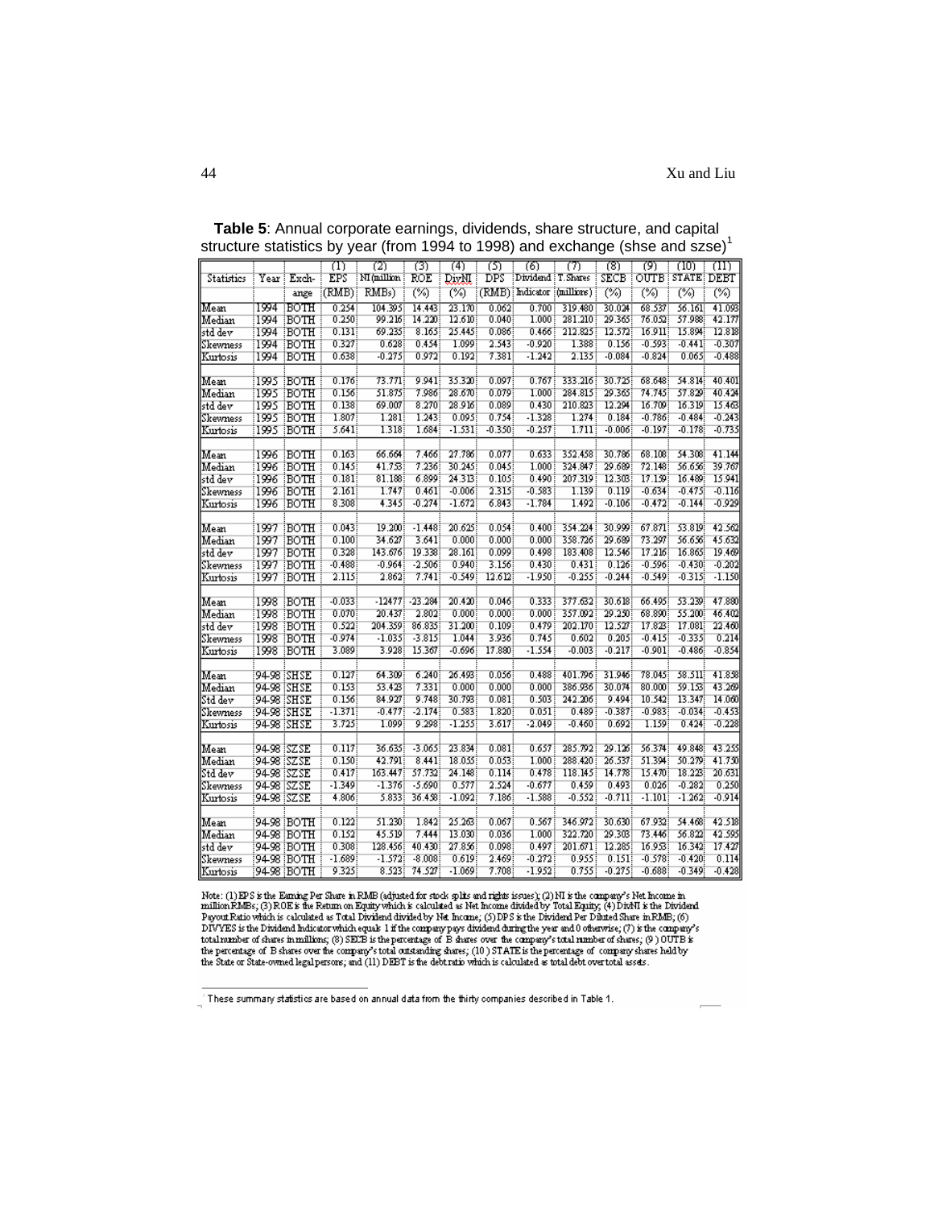**Table 5**: Annual corporate earnings, dividends, share structure, and capital structure statistics by year (from 1994 to 1998) and exchange (shse and szse)[1]

| Statistics | Year | Exch-ange | (1) EPS (RMB) | (2) NI (million RMBs) | (3) ROE (%) | (4) DivNI (%) | (5) DPS (RMB) | (6) Dividend Indicator | (7) T.Shares (millions) | (8) SECB (%) | (9) OUTB (%) | (10) STATE (%) | (11) DEBT (%) |
|---|---|---|---|---|---|---|---|---|---|---|---|---|---|
| Mean | 1994 | BOTH | 0.254 | 104.395 | 14.443 | 23.170 | 0.062 | 0.700 | 319.480 | 30.024 | 68.537 | 56.161 | 41.098 |
| Median | 1994 | BOTH | 0.250 | 99.216 | 14.220 | 12.610 | 0.040 | 1.000 | 281.210 | 29.365 | 76.052 | 57.988 | 42.177 |
| std dev | 1994 | BOTH | 0.131 | 69.235 | 8.165 | 25.445 | 0.086 | 0.466 | 212.825 | 12.572 | 16.911 | 15.894 | 12.818 |
| Skewness | 1994 | BOTH | 0.327 | 0.628 | 0.454 | 1.099 | 2.543 | -0.920 | 1.388 | 0.156 | -0.593 | -0.441 | -0.307 |
| Kurtosis | 1994 | BOTH | 0.638 | -0.275 | 0.972 | 0.192 | 7.381 | -1.242 | 2.135 | -0.084 | -0.824 | 0.065 | -0.488 |
| Mean | 1995 | BOTH | 0.176 | 73.771 | 9.941 | 35.320 | 0.097 | 0.767 | 333.216 | 30.725 | 68.648 | 54.814 | 40.401 |
| Median | 1995 | BOTH | 0.156 | 51.875 | 7.986 | 28.670 | 0.079 | 1.000 | 284.815 | 29.365 | 74.745 | 57.829 | 40.424 |
| std dev | 1995 | BOTH | 0.138 | 69.007 | 8.270 | 28.916 | 0.089 | 0.430 | 210.823 | 12.294 | 16.709 | 16.319 | 15.463 |
| Skewness | 1995 | BOTH | 1.807 | 1.281 | 1.243 | 0.095 | 0.754 | -1.328 | 1.274 | 0.184 | -0.786 | -0.484 | -0.243 |
| Kurtosis | 1995 | BOTH | 5.641 | 1.318 | 1.684 | -1.531 | -0.350 | -0.257 | 1.711 | -0.006 | -0.197 | -0.178 | -0.735 |
| Mean | 1996 | BOTH | 0.163 | 66.664 | 7.466 | 27.786 | 0.077 | 0.633 | 352.458 | 30.786 | 68.108 | 54.308 | 41.144 |
| Median | 1996 | BOTH | 0.145 | 41.753 | 7.236 | 30.245 | 0.045 | 1.000 | 324.847 | 29.689 | 72.148 | 56.656 | 39.767 |
| std dev | 1996 | BOTH | 0.181 | 81.188 | 6.899 | 24.313 | 0.105 | 0.490 | 207.319 | 12.303 | 17.159 | 16.489 | 15.941 |
| Skewness | 1996 | BOTH | 2.161 | 1.747 | 0.461 | -0.006 | 2.315 | -0.583 | 1.139 | 0.119 | -0.634 | -0.475 | -0.116 |
| Kurtosis | 1996 | BOTH | 8.308 | 4.345 | -0.274 | -1.672 | 6.843 | -1.784 | 1.492 | -0.106 | -0.472 | -0.144 | -0.929 |
| Mean | 1997 | BOTH | 0.043 | 19.200 | -1.448 | 20.625 | 0.054 | 0.400 | 354.224 | 30.999 | 67.871 | 53.819 | 42.562 |
| Median | 1997 | BOTH | 0.100 | 34.627 | 3.641 | 0.000 | 0.000 | 0.000 | 358.726 | 29.689 | 73.297 | 56.656 | 45.632 |
| std dev | 1997 | BOTH | 0.328 | 143.676 | 19.338 | 28.161 | 0.099 | 0.498 | 183.408 | 12.546 | 17.216 | 16.865 | 19.469 |
| Skewness | 1997 | BOTH | -0.488 | -0.964 | -2.506 | 0.940 | 3.156 | 0.430 | 0.431 | 0.126 | -0.596 | -0.430 | -0.202 |
| Kurtosis | 1997 | BOTH | 2.115 | 2.862 | 7.741 | -0.549 | 12.612 | -1.950 | -0.255 | -0.244 | -0.549 | -0.315 | -1.150 |
| Mean | 1998 | BOTH | -0.033 | -12477 | -23.284 | 20.420 | 0.046 | 0.333 | 377.632 | 30.618 | 66.495 | 53.239 | 47.880 |
| Median | 1998 | BOTH | 0.070 | 20.437 | 2.802 | 0.000 | 0.000 | 0.000 | 357.092 | 29.250 | 68.890 | 55.200 | 46.402 |
| std dev | 1998 | BOTH | 0.522 | 204.359 | 86.835 | 31.200 | 0.109 | 0.479 | 202.170 | 12.527 | 17.823 | 17.081 | 22.460 |
| Skewness | 1998 | BOTH | -0.974 | -1.035 | -3.815 | 1.044 | 3.936 | 0.745 | 0.602 | 0.205 | -0.415 | -0.335 | 0.214 |
| Kurtosis | 1998 | BOTH | 3.089 | 3.928 | 15.367 | -0.696 | 17.880 | -1.554 | -0.003 | -0.217 | -0.901 | -0.486 | -0.854 |
| Mean | 94-98 | SHSE | 0.127 | 64.309 | 6.240 | 26.493 | 0.056 | 0.488 | 401.796 | 31.946 | 78.045 | 58.511 | 41.858 |
| Median | 94-98 | SHSE | 0.153 | 53.423 | 7.331 | 0.000 | 0.000 | 0.000 | 386.936 | 30.074 | 80.000 | 59.153 | 43.269 |
| Std dev | 94-98 | SHSE | 0.156 | 84.927 | 9.748 | 30.793 | 0.081 | 0.503 | 242.206 | 9.494 | 10.542 | 13.347 | 14.060 |
| Skewness | 94-98 | SHSE | -1.371 | -0.477 | -2.174 | 0.583 | 1.820 | 0.051 | 0.489 | -0.387 | -0.983 | -0.034 | -0.453 |
| Kurtosis | 94-98 | SHSE | 3.725 | 1.099 | 9.298 | -1.255 | 3.617 | -2.049 | -0.460 | 0.692 | 1.159 | 0.424 | -0.228 |
| Mean | 94-98 | SZSE | 0.117 | 36.635 | -3.065 | 23.834 | 0.081 | 0.657 | 285.792 | 29.126 | 56.374 | 49.848 | 43.255 |
| Median | 94-98 | SZSE | 0.150 | 42.791 | 8.441 | 18.055 | 0.053 | 1.000 | 288.420 | 26.537 | 51.394 | 50.279 | 41.750 |
| Std dev | 94-98 | SZSE | 0.417 | 163.447 | 57.732 | 24.148 | 0.114 | 0.478 | 118.145 | 14.778 | 15.470 | 18.223 | 20.631 |
| Skewness | 94-98 | SZSE | -1.349 | -1.376 | -5.690 | 0.577 | 2.524 | -0.677 | 0.459 | 0.493 | 0.026 | -0.282 | 0.250 |
| Kurtosis | 94-98 | SZSE | 4.806 | 5.833 | 36.458 | -1.092 | 7.186 | -1.588 | -0.552 | -0.711 | -1.101 | -1.262 | -0.914 |
| Mean | 94-98 | BOTH | 0.122 | 51.230 | 1.842 | 25.263 | 0.067 | 0.567 | 346.972 | 30.630 | 67.932 | 54.468 | 42.518 |
| Median | 94-98 | BOTH | 0.152 | 45.519 | 7.444 | 13.030 | 0.036 | 1.000 | 322.720 | 29.303 | 73.446 | 56.822 | 42.595 |
| std dev | 94-98 | BOTH | 0.308 | 128.456 | 40.430 | 27.856 | 0.098 | 0.497 | 201.671 | 12.285 | 16.953 | 16.342 | 17.427 |
| Skewness | 94-98 | BOTH | -1.689 | -1.572 | -8.008 | 0.619 | 2.469 | -0.272 | 0.955 | 0.151 | -0.578 | -0.420 | 0.114 |
| Kurtosis | 94-98 | BOTH | 9.325 | 8.523 | 74.527 | -1.069 | 7.708 | -1.952 | 0.755 | -0.275 | -0.688 | -0.349 | -0.428 |

Note: (1) EPS is the Earning Per Share in RMB (adjusted for stock splits and rights issues); (2) NI is the company's Net Income in million RMBs; (3) ROE is the Return on Equity which is calculated as Net Income divided by Total Equity; (4) DivNI is the Dividend Payout Ratio which is calculated as Total Dividend divided by Net Income; (5) DPS is the Dividend Per Diluted Share in RMB; (6) DIVYES is the Dividend Indicator which equals 1 if the company pays dividend during the year and 0 otherwise; (7) is the company's total number of shares in millions; (8) SECB is the percentage of B shares over the company's total number of shares; (9) OUTB is the percentage of B shares over the company's total outstanding shares; (10) STATE is the percentage of company shares held by the State or State-owned legal persons; and (11) DEBT is the debt ratio which is calculated as total debt over total assets.

[1] These summary statistics are based on annual data from the thirty companies described in Table 1.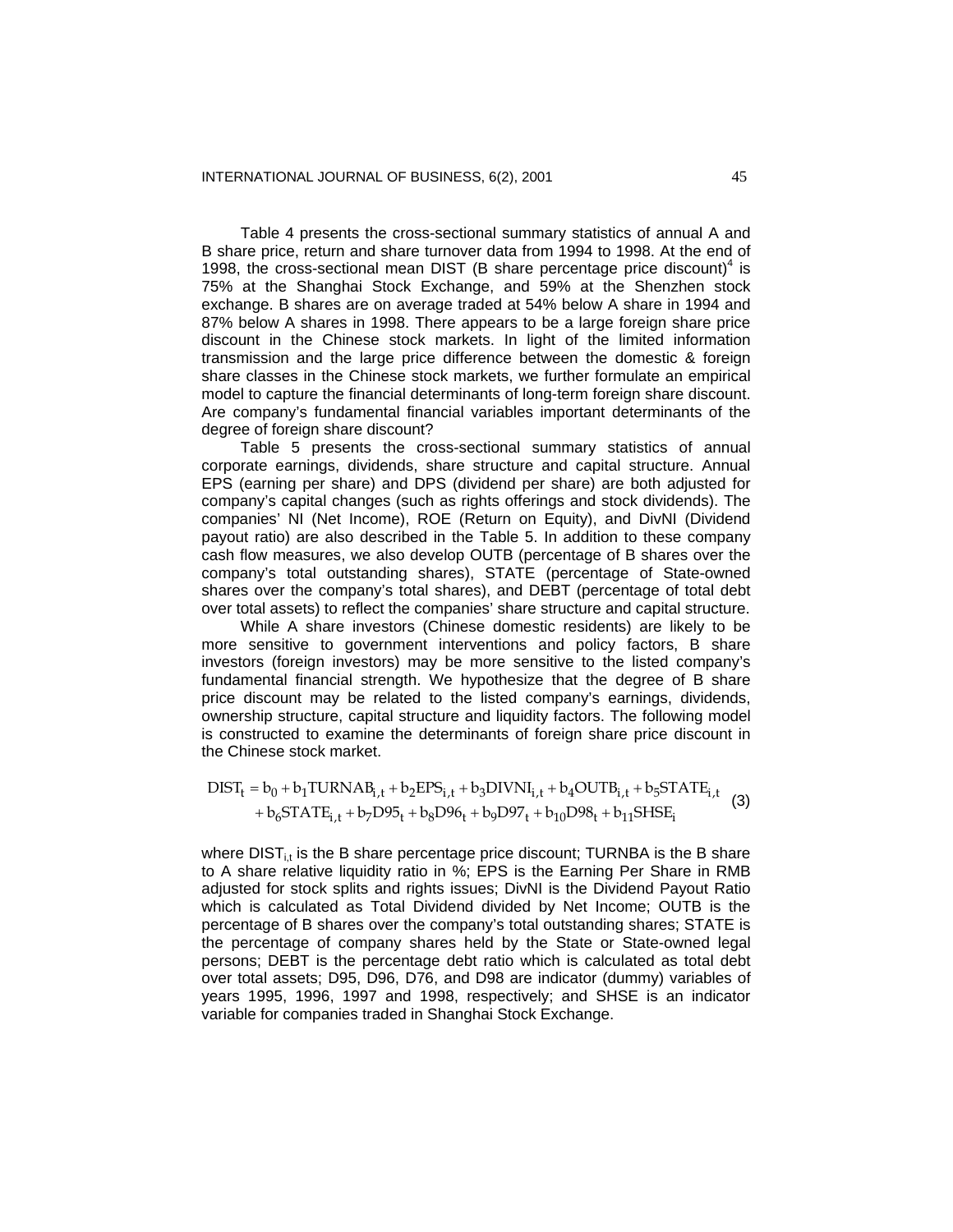Table 4 presents the cross-sectional summary statistics of annual A and B share price, return and share turnover data from 1994 to 1998. At the end of 1998, the cross-sectional mean DIST (B share percentage price discount)[4] is 75% at the Shanghai Stock Exchange, and 59% at the Shenzhen stock exchange. B shares are on average traded at 54% below A share in 1994 and 87% below A shares in 1998. There appears to be a large foreign share price discount in the Chinese stock markets. In light of the limited information transmission and the large price difference between the domestic & foreign share classes in the Chinese stock markets, we further formulate an empirical model to capture the financial determinants of long-term foreign share discount. Are company's fundamental financial variables important determinants of the degree of foreign share discount?

Table 5 presents the cross-sectional summary statistics of annual corporate earnings, dividends, share structure and capital structure. Annual EPS (earning per share) and DPS (dividend per share) are both adjusted for company's capital changes (such as rights offerings and stock dividends). The companies' NI (Net Income), ROE (Return on Equity), and DivNI (Dividend payout ratio) are also described in the Table 5. In addition to these company cash flow measures, we also develop OUTB (percentage of B shares over the company's total outstanding shares), STATE (percentage of State-owned shares over the company's total shares), and DEBT (percentage of total debt over total assets) to reflect the companies' share structure and capital structure.

While A share investors (Chinese domestic residents) are likely to be more sensitive to government interventions and policy factors, B share investors (foreign investors) may be more sensitive to the listed company's fundamental financial strength. We hypothesize that the degree of B share price discount may be related to the listed company's earnings, dividends, ownership structure, capital structure and liquidity factors. The following model is constructed to examine the determinants of foreign share price discount in the Chinese stock market.

$$\begin{aligned} DIST_t = b_0 + b_1 TURNAB_{i,t} + b_2 EPS_{i,t} + b_3 DIVNI_{i,t} + b_4 OUTB_{i,t} + b_5 STATE_{i,t} \\ + b_6 STATE_{i,t} + b_7 D95_t + b_8 D96_t + b_9 D97_t + b_{10} D98_t + b_{11} SHSE_i \end{aligned} \quad (3)$$

where $DIST_{i,t}$ is the B share percentage price discount; TURNBA is the B share to A share relative liquidity ratio in %; EPS is the Earning Per Share in RMB adjusted for stock splits and rights issues; DivNI is the Dividend Payout Ratio which is calculated as Total Dividend divided by Net Income; OUTB is the percentage of B shares over the company's total outstanding shares; STATE is the percentage of company shares held by the State or State-owned legal persons; DEBT is the percentage debt ratio which is calculated as total debt over total assets; D95, D96, D76, and D98 are indicator (dummy) variables of years 1995, 1996, 1997 and 1998, respectively; and SHSE is an indicator variable for companies traded in Shanghai Stock Exchange.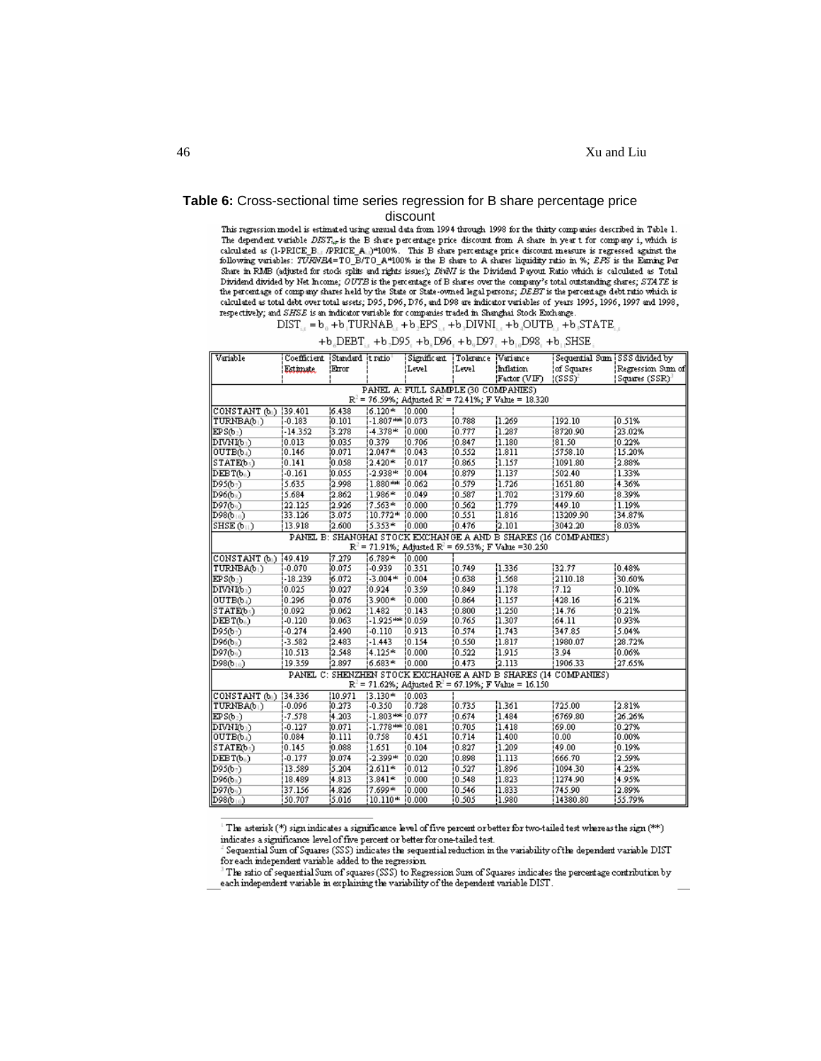**Table 6:** Cross-sectional time series regression for B share percentage price discount

This regression model is estimated using annual data from 1994 through 1998 for the thirty companies described in Table 1. The dependent variable $DIST_{i,t}$ is the B share percentage price discount from A share in year t for company i, which is calculated as (1-PRICE_B$_{i,t}$ /PRICE_A$_{i,t}$)*100%. This B share percentage price discount measure is regressed against the following variables: *TURNBA*=TO_B/TO_A*100% is the B share to A shares liquidity ratio in %; *EPS* is the Earning Per Share in RMB (adjusted for stock splits and rights issues); *DivNI* is the Dividend Payout Ratio which is calculated as Total Dividend divided by Net Income; *OUTB* is the percentage of B shares over the company's total outstanding shares; *STATE* is the percentage of company shares held by the State or State-owned legal persons; *DEBT* is the percentage debt ratio which is calculated as total debt over total assets; D95, D96, D76, and D98 are indicator variables of years 1995, 1996, 1997 and 1998, respectively; and *SHSE* is an indicator variable for companies traded in Shanghai Stock Exchange.

$$DIST_{i,t} = b_0 + b_1 TURNAB_{i,t} + b_2 EPS_{i,t} + b_3 DIVNI_{i,t} + b_4 OUTB_{i,t} + b_5 STATE_{i,t} + b_6 DEBT_{i,t} + b_7 D95_t + b_8 D96_t + b_9 D97_t + b_{10} D98_t + b_{11} SHSE_i$$

| Variable | Coefficient Estimate | Standard Error | t ratio[1] | Significant Level | Tolerance Level | Variance Inflation Factor (VIF) | Sequential Sum of Squares (SSS)[2] | SSS divided by Regression Sum of Squares (SSR)[3] |
|---|---|---|---|---|---|---|---|---|
| **PANEL A: FULL SAMPLE (30 COMPANIES)** $R^2$ = 76.59%; Adjusted $R^2$ = 72.41%; F Value = 18.320 | | | | | | | | |
| CONSTANT ($b_0$) | 39.401 | 6.438 | 6.120* | 0.000 | | | | |
| TURNBA($b_1$) | -0.183 | 0.101 | -1.807** | 0.073 | 0.788 | 1.269 | 192.10 | 0.51% |
| EPS($b_2$) | -14.352 | 3.278 | -4.378* | 0.000 | 0.777 | 1.287 | 8720.90 | 23.02% |
| DIVNI($b_3$) | 0.013 | 0.035 | 0.379 | 0.706 | 0.847 | 1.180 | 81.50 | 0.22% |
| OUTB($b_4$) | 0.146 | 0.071 | 2.047* | 0.043 | 0.552 | 1.811 | 5758.10 | 15.20% |
| STATE($b_5$) | 0.141 | 0.058 | 2.420* | 0.017 | 0.865 | 1.157 | 1091.80 | 2.88% |
| DEBT($b_6$) | -0.161 | 0.055 | -2.938* | 0.004 | 0.879 | 1.137 | 502.40 | 1.33% |
| D95($b_7$) | 5.635 | 2.998 | 1.880** | 0.062 | 0.579 | 1.726 | 1651.80 | 4.36% |
| D96($b_8$) | 5.684 | 2.862 | 1.986* | 0.049 | 0.587 | 1.702 | 3179.60 | 8.39% |
| D97($b_9$) | 22.125 | 2.926 | 7.563* | 0.000 | 0.562 | 1.779 | 449.10 | 1.19% |
| D98($b_{10}$) | 33.126 | 3.075 | 10.772* | 0.000 | 0.551 | 1.816 | 13209.90 | 34.87% |
| SHSE ($b_{11}$) | 13.918 | 2.600 | 5.353* | 0.000 | 0.476 | 2.101 | 3042.20 | 8.03% |
| **PANEL B: SHANGHAI STOCK EXCHANGE A AND B SHARES (16 COMPANIES)** $R^2$ = 71.91%; Adjusted $R^2$ = 69.53%; F Value =30.250 | | | | | | | | |
| CONSTANT ($b_0$) | 49.419 | 7.279 | 6.789* | 0.000 | | | | |
| TURNBA($b_1$) | -0.070 | 0.075 | -0.939 | 0.351 | 0.749 | 1.336 | 32.77 | 0.48% |
| EPS($b_2$) | -18.239 | 6.072 | -3.004* | 0.004 | 0.638 | 1.568 | 2110.18 | 30.60% |
| DIVNI($b_3$) | 0.025 | 0.027 | 0.924 | 0.359 | 0.849 | 1.178 | 7.12 | 0.10% |
| OUTB($b_4$) | 0.296 | 0.076 | 3.900* | 0.000 | 0.864 | 1.157 | 428.16 | 6.21% |
| STATE($b_5$) | 0.092 | 0.062 | 1.482 | 0.143 | 0.800 | 1.250 | 14.76 | 0.21% |
| DEBT($b_6$) | -0.120 | 0.063 | -1.925** | 0.059 | 0.765 | 1.307 | 64.11 | 0.93% |
| D95($b_7$) | -0.274 | 2.490 | -0.110 | 0.913 | 0.574 | 1.743 | 347.85 | 5.04% |
| D96($b_8$) | -3.582 | 2.483 | -1.443 | 0.154 | 0.550 | 1.817 | 1980.07 | 28.72% |
| D97($b_9$) | 10.513 | 2.548 | 4.125* | 0.000 | 0.522 | 1.915 | 3.94 | 0.06% |
| D98($b_{10}$) | 19.359 | 2.897 | 6.683* | 0.000 | 0.473 | 2.113 | 1906.33 | 27.65% |
| **PANEL C: SHENZHEN STOCK EXCHANGE A AND B SHARES (14 COMPANIES)** $R^2$ = 71.62%; Adjusted $R^2$ = 67.19%; F Value = 16.150 | | | | | | | | |
| CONSTANT ($b_0$) | 34.336 | 10.971 | 3.130* | 0.003 | | | | |
| TURNBA($b_1$) | -0.096 | 0.273 | -0.350 | 0.728 | 0.735 | 1.361 | 725.00 | 2.81% |
| EPS($b_2$) | -7.578 | 4.203 | -1.803** | 0.077 | 0.674 | 1.484 | 6769.80 | 26.26% |
| DIVNI($b_3$) | -0.127 | 0.071 | -1.778** | 0.081 | 0.705 | 1.418 | 69.00 | 0.27% |
| OUTB($b_4$) | 0.084 | 0.111 | 0.758 | 0.451 | 0.714 | 1.400 | 0.00 | 0.00% |
| STATE($b_5$) | 0.145 | 0.088 | 1.651 | 0.104 | 0.827 | 1.209 | 49.00 | 0.19% |
| DEBT($b_6$) | -0.177 | 0.074 | -2.399* | 0.020 | 0.898 | 1.113 | 666.70 | 2.59% |
| D95($b_7$) | 13.589 | 5.204 | 2.611* | 0.012 | 0.527 | 1.896 | 1094.30 | 4.25% |
| D96($b_8$) | 18.489 | 4.813 | 3.841* | 0.000 | 0.548 | 1.823 | 1274.90 | 4.95% |
| D97($b_9$) | 37.156 | 4.826 | 7.699* | 0.000 | 0.546 | 1.833 | 745.90 | 2.89% |
| D98($b_{10}$) | 50.707 | 5.016 | 10.110* | 0.000 | 0.505 | 1.980 | 14380.80 | 55.79% |

[1] The asterisk (*) sign indicates a significance level of five percent or better for two-tailed test whereas the sign (**) indicates a significance level of five percent or better for one-tailed test.

[2] Sequential Sum of Squares (SSS) indicates the sequential reduction in the variability of the dependent variable DIST for each independent variable added to the regression.

[3] The ratio of sequential Sum of squares (SSS) to Regression Sum of Squares indicates the percentage contribution by each independent variable in explaining the variability of the dependent variable DIST.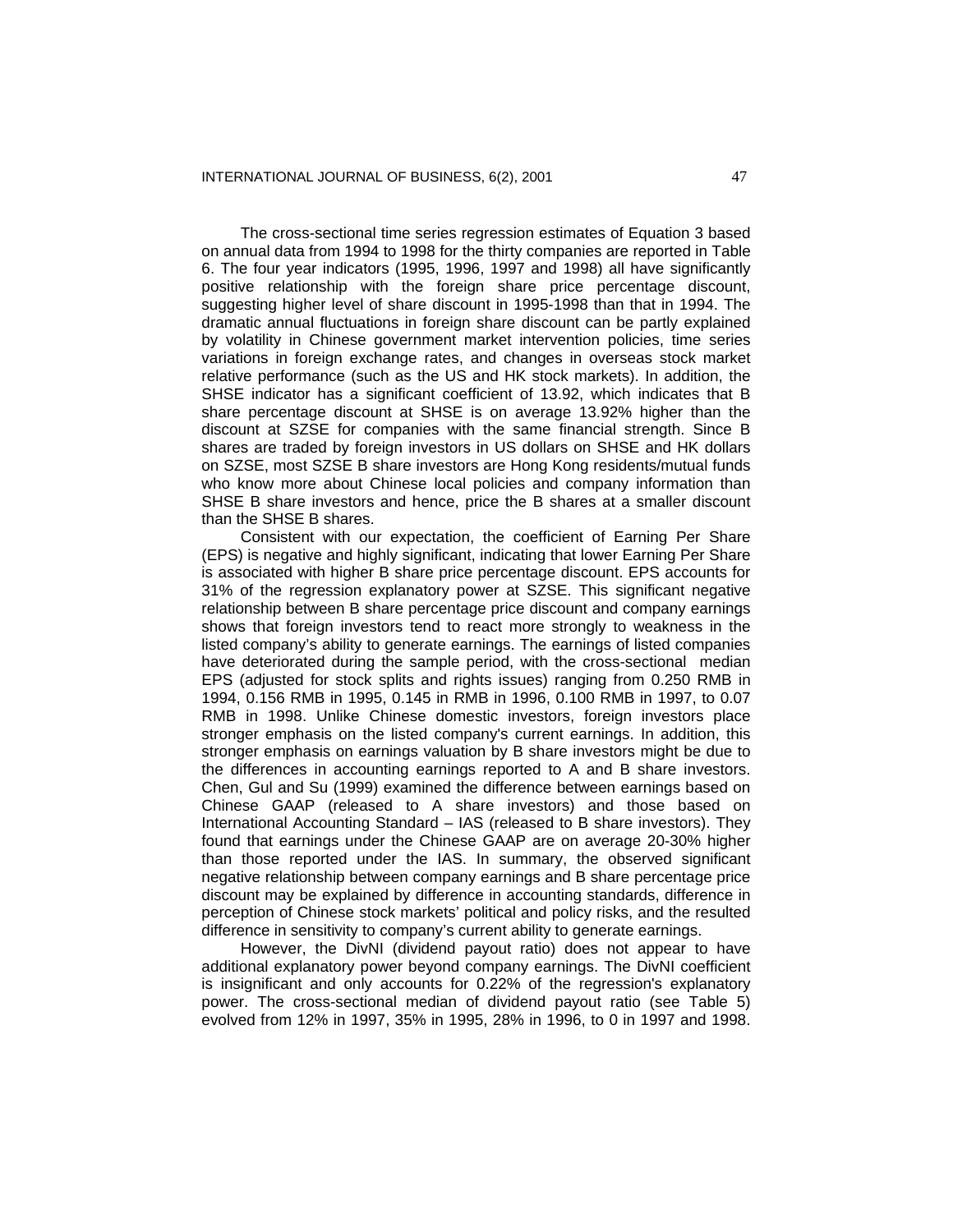The cross-sectional time series regression estimates of Equation 3 based on annual data from 1994 to 1998 for the thirty companies are reported in Table 6. The four year indicators (1995, 1996, 1997 and 1998) all have significantly positive relationship with the foreign share price percentage discount, suggesting higher level of share discount in 1995-1998 than that in 1994. The dramatic annual fluctuations in foreign share discount can be partly explained by volatility in Chinese government market intervention policies, time series variations in foreign exchange rates, and changes in overseas stock market relative performance (such as the US and HK stock markets). In addition, the SHSE indicator has a significant coefficient of 13.92, which indicates that B share percentage discount at SHSE is on average 13.92% higher than the discount at SZSE for companies with the same financial strength. Since B shares are traded by foreign investors in US dollars on SHSE and HK dollars on SZSE, most SZSE B share investors are Hong Kong residents/mutual funds who know more about Chinese local policies and company information than SHSE B share investors and hence, price the B shares at a smaller discount than the SHSE B shares.

Consistent with our expectation, the coefficient of Earning Per Share (EPS) is negative and highly significant, indicating that lower Earning Per Share is associated with higher B share price percentage discount. EPS accounts for 31% of the regression explanatory power at SZSE. This significant negative relationship between B share percentage price discount and company earnings shows that foreign investors tend to react more strongly to weakness in the listed company's ability to generate earnings. The earnings of listed companies have deteriorated during the sample period, with the cross-sectional median EPS (adjusted for stock splits and rights issues) ranging from 0.250 RMB in 1994, 0.156 RMB in 1995, 0.145 in RMB in 1996, 0.100 RMB in 1997, to 0.07 RMB in 1998. Unlike Chinese domestic investors, foreign investors place stronger emphasis on the listed company's current earnings. In addition, this stronger emphasis on earnings valuation by B share investors might be due to the differences in accounting earnings reported to A and B share investors. Chen, Gul and Su (1999) examined the difference between earnings based on Chinese GAAP (released to A share investors) and those based on International Accounting Standard – IAS (released to B share investors). They found that earnings under the Chinese GAAP are on average 20-30% higher than those reported under the IAS. In summary, the observed significant negative relationship between company earnings and B share percentage price discount may be explained by difference in accounting standards, difference in perception of Chinese stock markets' political and policy risks, and the resulted difference in sensitivity to company's current ability to generate earnings.

However, the DivNI (dividend payout ratio) does not appear to have additional explanatory power beyond company earnings. The DivNI coefficient is insignificant and only accounts for 0.22% of the regression's explanatory power. The cross-sectional median of dividend payout ratio (see Table 5) evolved from 12% in 1997, 35% in 1995, 28% in 1996, to 0 in 1997 and 1998.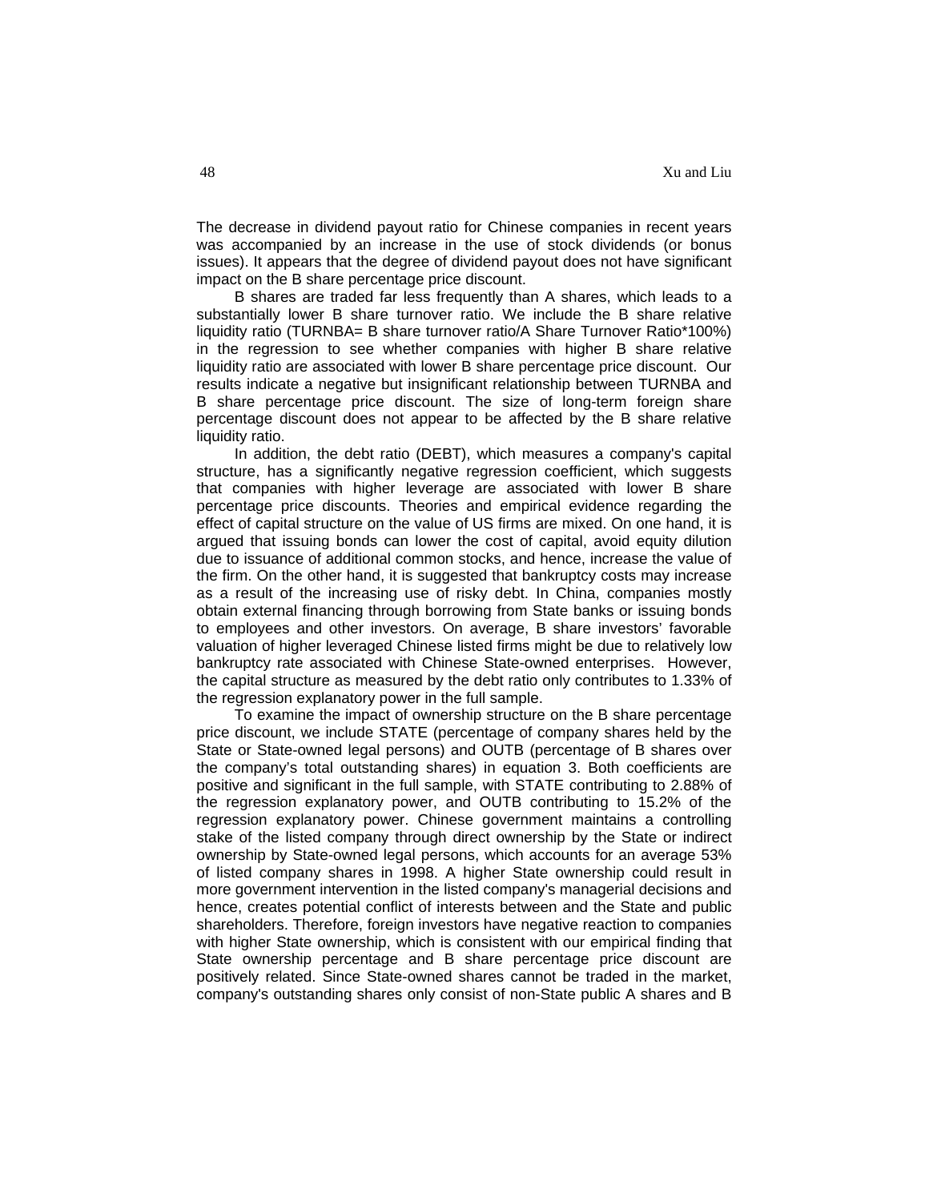The decrease in dividend payout ratio for Chinese companies in recent years was accompanied by an increase in the use of stock dividends (or bonus issues). It appears that the degree of dividend payout does not have significant impact on the B share percentage price discount.

B shares are traded far less frequently than A shares, which leads to a substantially lower B share turnover ratio. We include the B share relative liquidity ratio (TURNBA= B share turnover ratio/A Share Turnover Ratio*100%) in the regression to see whether companies with higher B share relative liquidity ratio are associated with lower B share percentage price discount. Our results indicate a negative but insignificant relationship between TURNBA and B share percentage price discount. The size of long-term foreign share percentage discount does not appear to be affected by the B share relative liquidity ratio.

In addition, the debt ratio (DEBT), which measures a company's capital structure, has a significantly negative regression coefficient, which suggests that companies with higher leverage are associated with lower B share percentage price discounts. Theories and empirical evidence regarding the effect of capital structure on the value of US firms are mixed. On one hand, it is argued that issuing bonds can lower the cost of capital, avoid equity dilution due to issuance of additional common stocks, and hence, increase the value of the firm. On the other hand, it is suggested that bankruptcy costs may increase as a result of the increasing use of risky debt. In China, companies mostly obtain external financing through borrowing from State banks or issuing bonds to employees and other investors. On average, B share investors' favorable valuation of higher leveraged Chinese listed firms might be due to relatively low bankruptcy rate associated with Chinese State-owned enterprises. However, the capital structure as measured by the debt ratio only contributes to 1.33% of the regression explanatory power in the full sample.

To examine the impact of ownership structure on the B share percentage price discount, we include STATE (percentage of company shares held by the State or State-owned legal persons) and OUTB (percentage of B shares over the company's total outstanding shares) in equation 3. Both coefficients are positive and significant in the full sample, with STATE contributing to 2.88% of the regression explanatory power, and OUTB contributing to 15.2% of the regression explanatory power. Chinese government maintains a controlling stake of the listed company through direct ownership by the State or indirect ownership by State-owned legal persons, which accounts for an average 53% of listed company shares in 1998. A higher State ownership could result in more government intervention in the listed company's managerial decisions and hence, creates potential conflict of interests between and the State and public shareholders. Therefore, foreign investors have negative reaction to companies with higher State ownership, which is consistent with our empirical finding that State ownership percentage and B share percentage price discount are positively related. Since State-owned shares cannot be traded in the market, company's outstanding shares only consist of non-State public A shares and B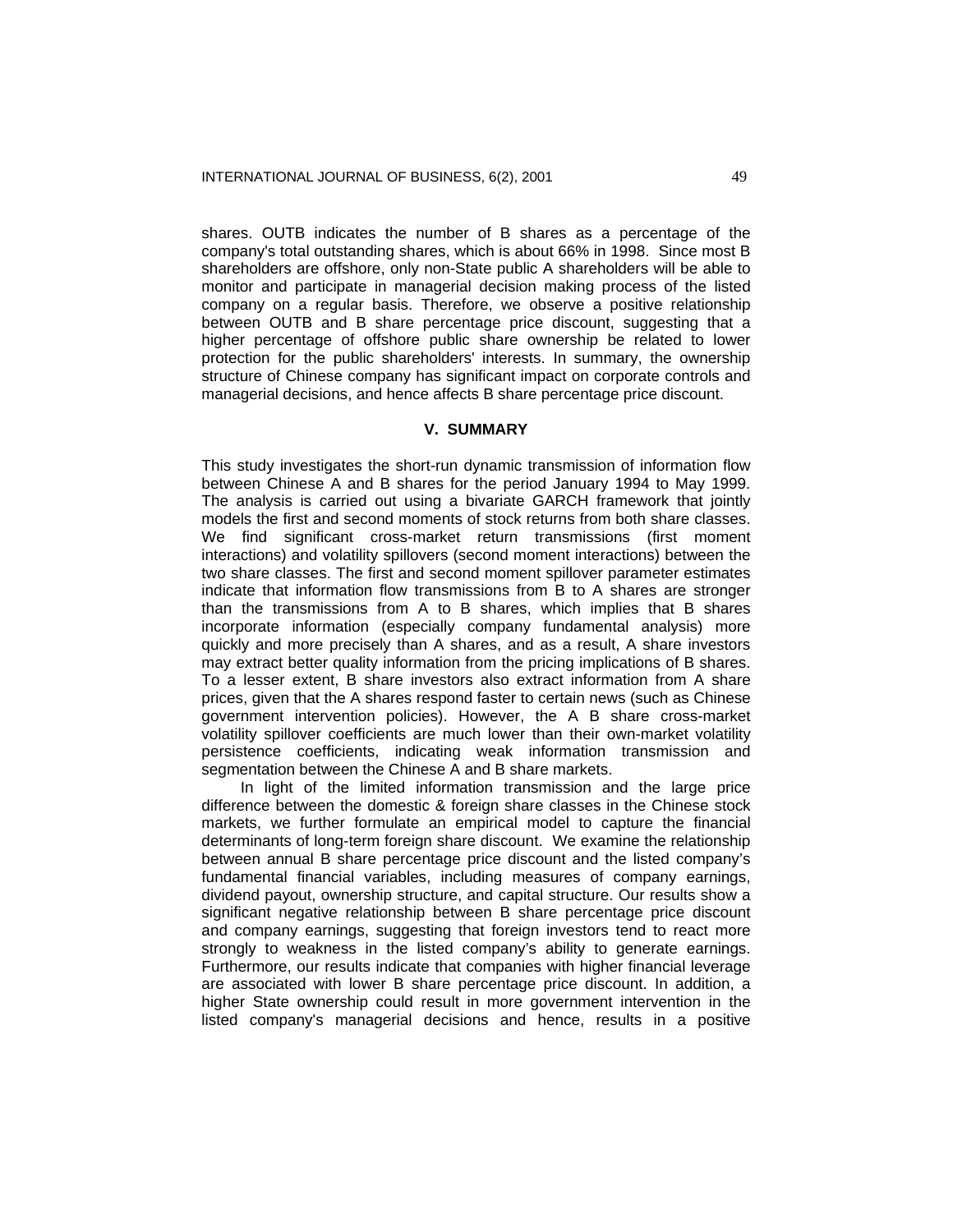shares. OUTB indicates the number of B shares as a percentage of the company's total outstanding shares, which is about 66% in 1998. Since most B shareholders are offshore, only non-State public A shareholders will be able to monitor and participate in managerial decision making process of the listed company on a regular basis. Therefore, we observe a positive relationship between OUTB and B share percentage price discount, suggesting that a higher percentage of offshore public share ownership be related to lower protection for the public shareholders' interests. In summary, the ownership structure of Chinese company has significant impact on corporate controls and managerial decisions, and hence affects B share percentage price discount.

## V. SUMMARY

This study investigates the short-run dynamic transmission of information flow between Chinese A and B shares for the period January 1994 to May 1999. The analysis is carried out using a bivariate GARCH framework that jointly models the first and second moments of stock returns from both share classes. We find significant cross-market return transmissions (first moment interactions) and volatility spillovers (second moment interactions) between the two share classes. The first and second moment spillover parameter estimates indicate that information flow transmissions from B to A shares are stronger than the transmissions from A to B shares, which implies that B shares incorporate information (especially company fundamental analysis) more quickly and more precisely than A shares, and as a result, A share investors may extract better quality information from the pricing implications of B shares. To a lesser extent, B share investors also extract information from A share prices, given that the A shares respond faster to certain news (such as Chinese government intervention policies). However, the A B share cross-market volatility spillover coefficients are much lower than their own-market volatility persistence coefficients, indicating weak information transmission and segmentation between the Chinese A and B share markets.

In light of the limited information transmission and the large price difference between the domestic & foreign share classes in the Chinese stock markets, we further formulate an empirical model to capture the financial determinants of long-term foreign share discount. We examine the relationship between annual B share percentage price discount and the listed company's fundamental financial variables, including measures of company earnings, dividend payout, ownership structure, and capital structure. Our results show a significant negative relationship between B share percentage price discount and company earnings, suggesting that foreign investors tend to react more strongly to weakness in the listed company's ability to generate earnings. Furthermore, our results indicate that companies with higher financial leverage are associated with lower B share percentage price discount. In addition, a higher State ownership could result in more government intervention in the listed company's managerial decisions and hence, results in a positive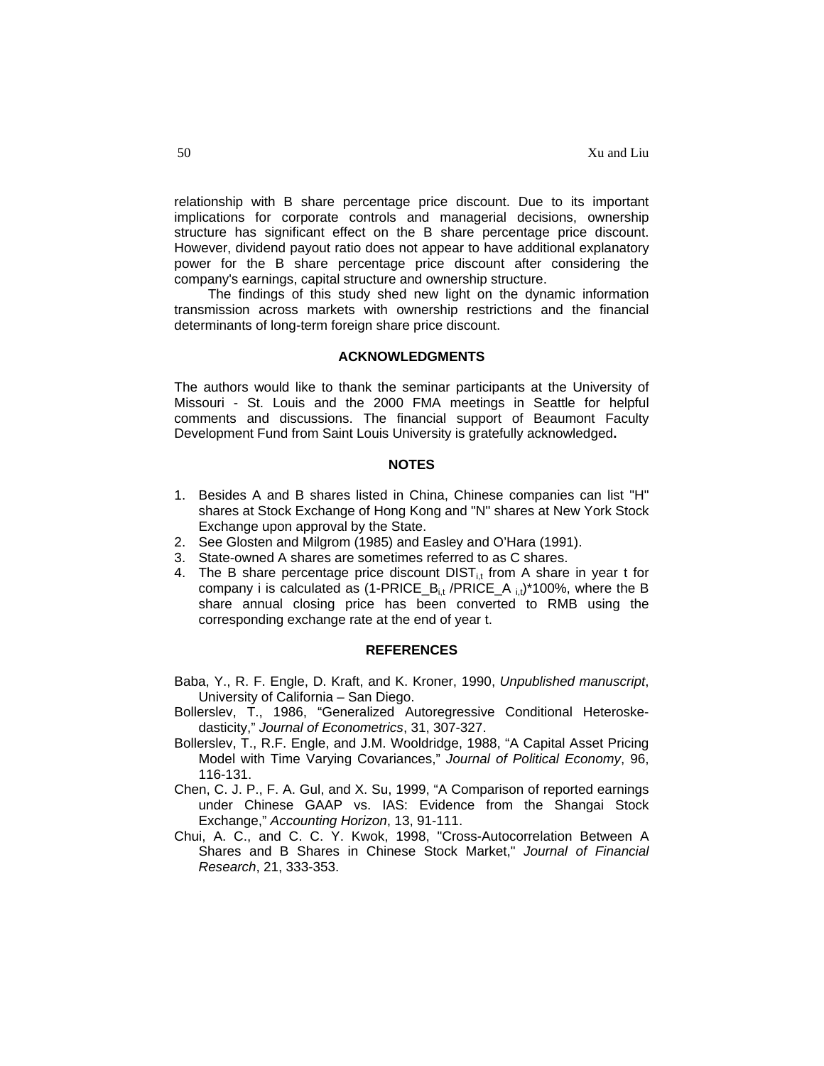relationship with B share percentage price discount. Due to its important implications for corporate controls and managerial decisions, ownership structure has significant effect on the B share percentage price discount. However, dividend payout ratio does not appear to have additional explanatory power for the B share percentage price discount after considering the company's earnings, capital structure and ownership structure.

The findings of this study shed new light on the dynamic information transmission across markets with ownership restrictions and the financial determinants of long-term foreign share price discount.

## ACKNOWLEDGMENTS

The authors would like to thank the seminar participants at the University of Missouri - St. Louis and the 2000 FMA meetings in Seattle for helpful comments and discussions. The financial support of Beaumont Faculty Development Fund from Saint Louis University is gratefully acknowledged**.**

## NOTES

1. Besides A and B shares listed in China, Chinese companies can list "H" shares at Stock Exchange of Hong Kong and "N" shares at New York Stock Exchange upon approval by the State.
2. See Glosten and Milgrom (1985) and Easley and O'Hara (1991).
3. State-owned A shares are sometimes referred to as C shares.
4. The B share percentage price discount $DIST_{i,t}$ from A share in year t for company i is calculated as $(1\text{-}PRICE\_B_{i,t}/PRICE\_A_{i,t})$*100%, where the B share annual closing price has been converted to RMB using the corresponding exchange rate at the end of year t.

## REFERENCES

Baba, Y., R. F. Engle, D. Kraft, and K. Kroner, 1990, *Unpublished manuscript*, University of California – San Diego.

Bollerslev, T., 1986, "Generalized Autoregressive Conditional Heteroskedasticity," *Journal of Econometrics*, 31, 307-327.

Bollerslev, T., R.F. Engle, and J.M. Wooldridge, 1988, "A Capital Asset Pricing Model with Time Varying Covariances," *Journal of Political Economy*, 96, 116-131.

Chen, C. J. P., F. A. Gul, and X. Su, 1999, "A Comparison of reported earnings under Chinese GAAP vs. IAS: Evidence from the Shangai Stock Exchange," *Accounting Horizon*, 13, 91-111.

Chui, A. C., and C. C. Y. Kwok, 1998, "Cross-Autocorrelation Between A Shares and B Shares in Chinese Stock Market," *Journal of Financial Research*, 21, 333-353.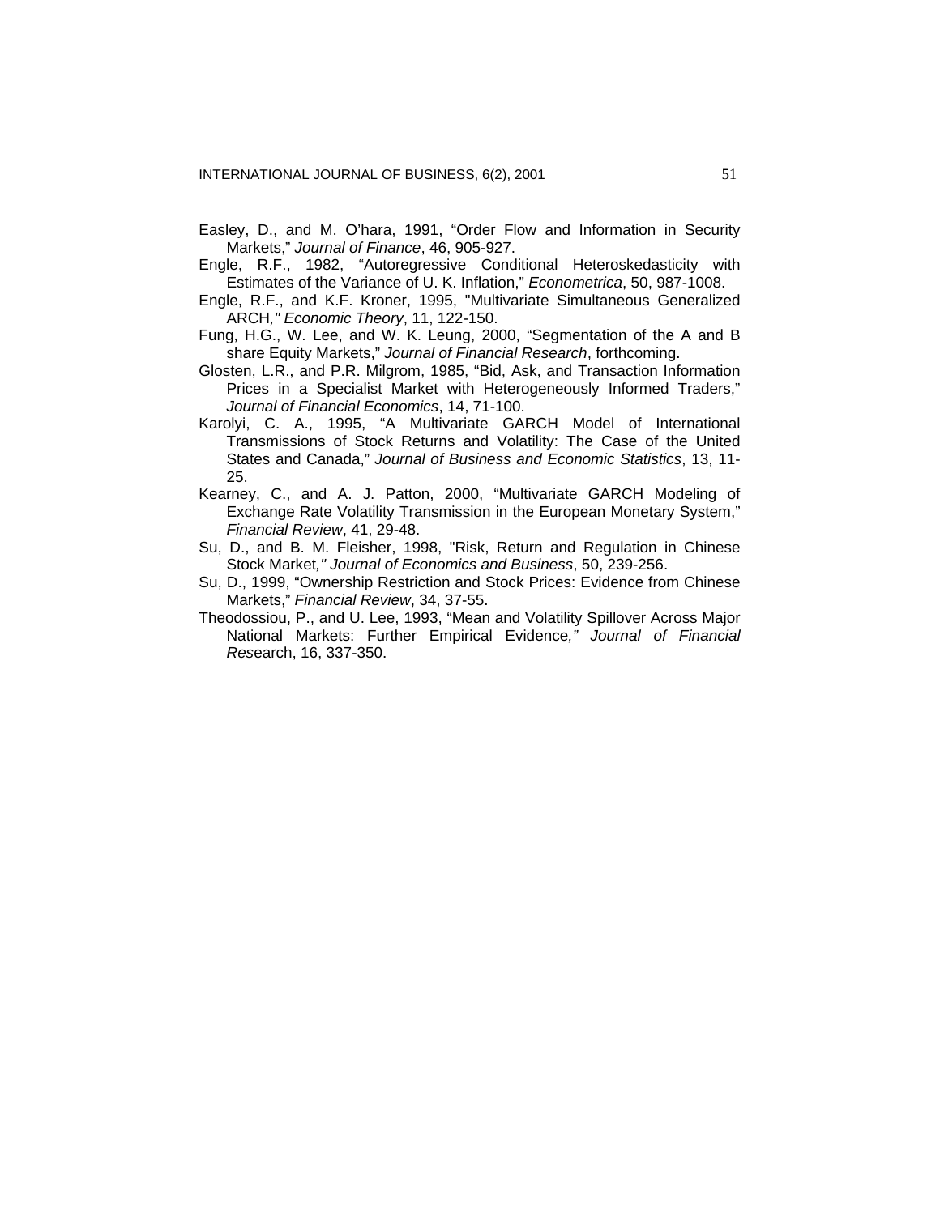Easley, D., and M. O'hara, 1991, "Order Flow and Information in Security Markets," *Journal of Finance*, 46, 905-927.

Engle, R.F., 1982, "Autoregressive Conditional Heteroskedasticity with Estimates of the Variance of U. K. Inflation," *Econometrica*, 50, 987-1008.

Engle, R.F., and K.F. Kroner, 1995, "Multivariate Simultaneous Generalized ARCH*," Economic Theory*, 11, 122-150.

Fung, H.G., W. Lee, and W. K. Leung, 2000, "Segmentation of the A and B share Equity Markets," *Journal of Financial Research*, forthcoming.

Glosten, L.R., and P.R. Milgrom, 1985, "Bid, Ask, and Transaction Information Prices in a Specialist Market with Heterogeneously Informed Traders," *Journal of Financial Economics*, 14, 71-100.

Karolyi, C. A., 1995, "A Multivariate GARCH Model of International Transmissions of Stock Returns and Volatility: The Case of the United States and Canada," *Journal of Business and Economic Statistics*, 13, 11-25.

Kearney, C., and A. J. Patton, 2000, "Multivariate GARCH Modeling of Exchange Rate Volatility Transmission in the European Monetary System," *Financial Review*, 41, 29-48.

Su, D., and B. M. Fleisher, 1998, "Risk, Return and Regulation in Chinese Stock Market*," Journal of Economics and Business*, 50, 239-256.

Su, D., 1999, "Ownership Restriction and Stock Prices: Evidence from Chinese Markets," *Financial Review*, 34, 37-55.

Theodossiou, P., and U. Lee, 1993, "Mean and Volatility Spillover Across Major National Markets: Further Empirical Evidence*," Journal of Financial Res*earch, 16, 337-350.